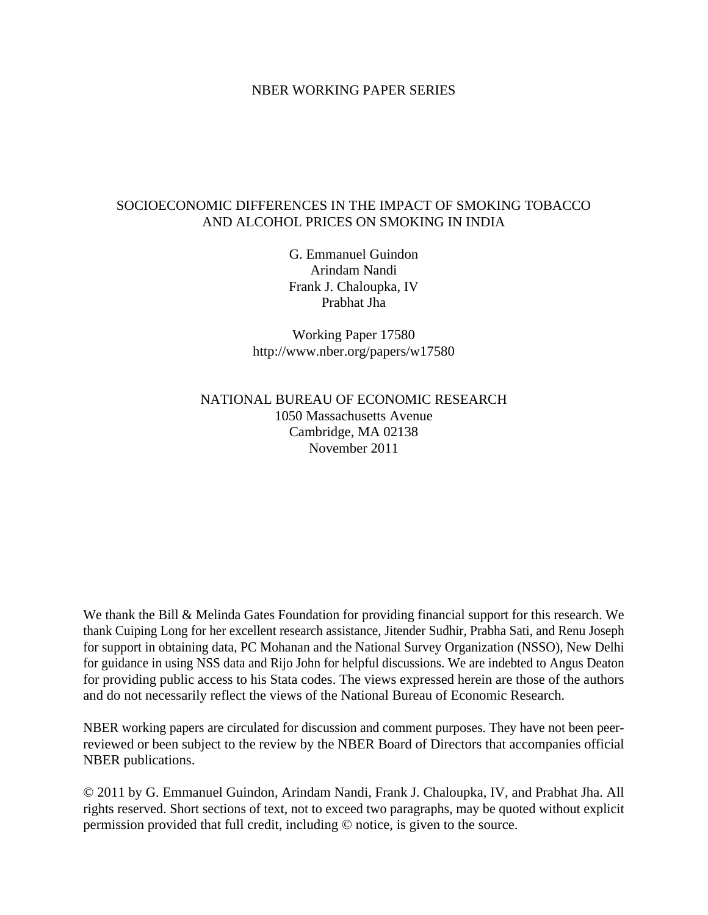NBER WORKING PAPER SERIES

# SOCIOECONOMIC DIFFERENCES IN THE IMPACT OF SMOKING TOBACCO AND ALCOHOL PRICES ON SMOKING IN INDIA

G. Emmanuel Guindon
Arindam Nandi
Frank J. Chaloupka, IV
Prabhat Jha

Working Paper 17580
http://www.nber.org/papers/w17580

NATIONAL BUREAU OF ECONOMIC RESEARCH
1050 Massachusetts Avenue
Cambridge, MA 02138
November 2011

We thank the Bill & Melinda Gates Foundation for providing financial support for this research. We thank Cuiping Long for her excellent research assistance, Jitender Sudhir, Prabha Sati, and Renu Joseph for support in obtaining data, PC Mohanan and the National Survey Organization (NSSO), New Delhi for guidance in using NSS data and Rijo John for helpful discussions. We are indebted to Angus Deaton for providing public access to his Stata codes. The views expressed herein are those of the authors and do not necessarily reflect the views of the National Bureau of Economic Research.

NBER working papers are circulated for discussion and comment purposes. They have not been peer-reviewed or been subject to the review by the NBER Board of Directors that accompanies official NBER publications.

© 2011 by G. Emmanuel Guindon, Arindam Nandi, Frank J. Chaloupka, IV, and Prabhat Jha. All rights reserved. Short sections of text, not to exceed two paragraphs, may be quoted without explicit permission provided that full credit, including © notice, is given to the source.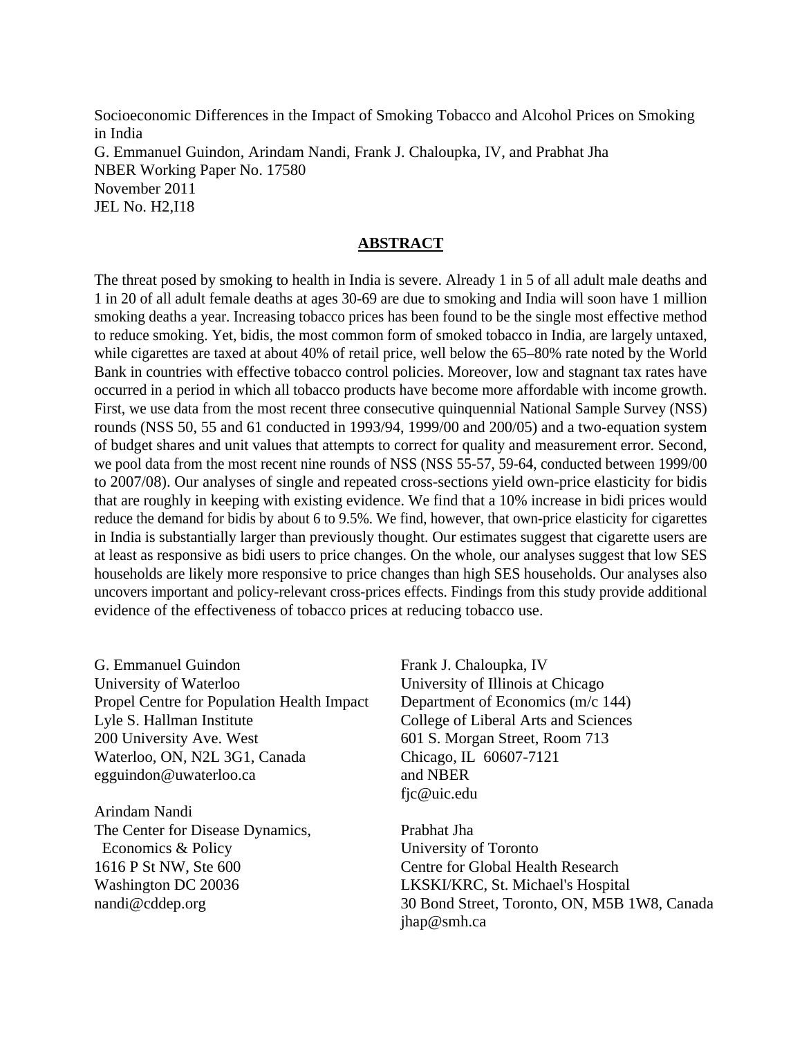Socioeconomic Differences in the Impact of Smoking Tobacco and Alcohol Prices on Smoking in India
G. Emmanuel Guindon, Arindam Nandi, Frank J. Chaloupka, IV, and Prabhat Jha
NBER Working Paper No. 17580
November 2011
JEL No. H2,I18

## ABSTRACT

The threat posed by smoking to health in India is severe. Already 1 in 5 of all adult male deaths and 1 in 20 of all adult female deaths at ages 30-69 are due to smoking and India will soon have 1 million smoking deaths a year. Increasing tobacco prices has been found to be the single most effective method to reduce smoking. Yet, bidis, the most common form of smoked tobacco in India, are largely untaxed, while cigarettes are taxed at about 40% of retail price, well below the 65–80% rate noted by the World Bank in countries with effective tobacco control policies. Moreover, low and stagnant tax rates have occurred in a period in which all tobacco products have become more affordable with income growth. First, we use data from the most recent three consecutive quinquennial National Sample Survey (NSS) rounds (NSS 50, 55 and 61 conducted in 1993/94, 1999/00 and 200/05) and a two-equation system of budget shares and unit values that attempts to correct for quality and measurement error. Second, we pool data from the most recent nine rounds of NSS (NSS 55-57, 59-64, conducted between 1999/00 to 2007/08). Our analyses of single and repeated cross-sections yield own-price elasticity for bidis that are roughly in keeping with existing evidence. We find that a 10% increase in bidi prices would reduce the demand for bidis by about 6 to 9.5%. We find, however, that own-price elasticity for cigarettes in India is substantially larger than previously thought. Our estimates suggest that cigarette users are at least as responsive as bidi users to price changes. On the whole, our analyses suggest that low SES households are likely more responsive to price changes than high SES households. Our analyses also uncovers important and policy-relevant cross-prices effects. Findings from this study provide additional evidence of the effectiveness of tobacco prices at reducing tobacco use.

G. Emmanuel Guindon
University of Waterloo
Propel Centre for Population Health Impact
Lyle S. Hallman Institute
200 University Ave. West
Waterloo, ON, N2L 3G1, Canada
egguindon@uwaterloo.ca

Arindam Nandi
The Center for Disease Dynamics,
Economics & Policy
1616 P St NW, Ste 600
Washington DC 20036
nandi@cddep.org

Frank J. Chaloupka, IV
University of Illinois at Chicago
Department of Economics (m/c 144)
College of Liberal Arts and Sciences
601 S. Morgan Street, Room 713
Chicago, IL 60607-7121
and NBER
fjc@uic.edu

Prabhat Jha
University of Toronto
Centre for Global Health Research
LKSKI/KRC, St. Michael's Hospital
30 Bond Street, Toronto, ON, M5B 1W8, Canada
jhap@smh.ca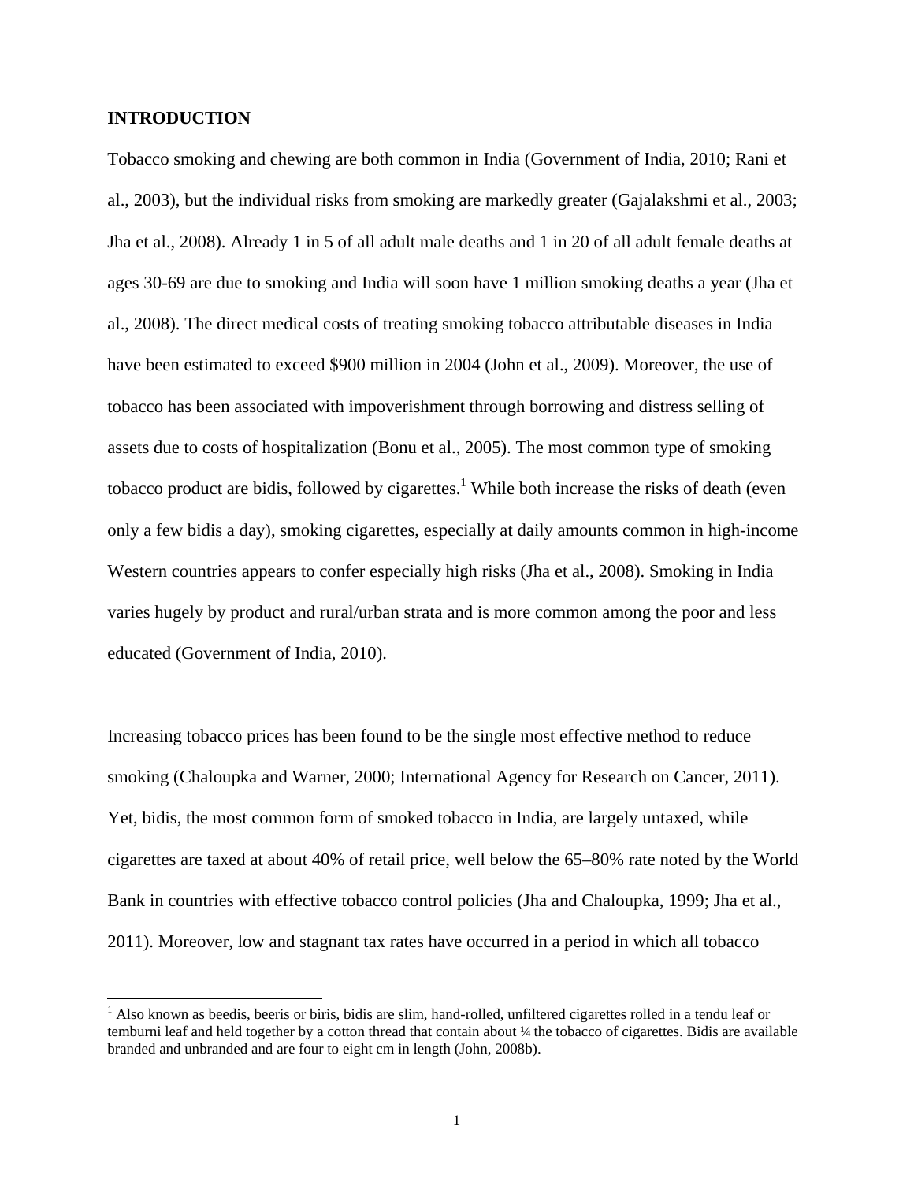## INTRODUCTION

Tobacco smoking and chewing are both common in India (Government of India, 2010; Rani et al., 2003), but the individual risks from smoking are markedly greater (Gajalakshmi et al., 2003; Jha et al., 2008). Already 1 in 5 of all adult male deaths and 1 in 20 of all adult female deaths at ages 30-69 are due to smoking and India will soon have 1 million smoking deaths a year (Jha et al., 2008). The direct medical costs of treating smoking tobacco attributable diseases in India have been estimated to exceed $900 million in 2004 (John et al., 2009). Moreover, the use of tobacco has been associated with impoverishment through borrowing and distress selling of assets due to costs of hospitalization (Bonu et al., 2005). The most common type of smoking tobacco product are bidis, followed by cigarettes.[1] While both increase the risks of death (even only a few bidis a day), smoking cigarettes, especially at daily amounts common in high-income Western countries appears to confer especially high risks (Jha et al., 2008). Smoking in India varies hugely by product and rural/urban strata and is more common among the poor and less educated (Government of India, 2010).

Increasing tobacco prices has been found to be the single most effective method to reduce smoking (Chaloupka and Warner, 2000; International Agency for Research on Cancer, 2011). Yet, bidis, the most common form of smoked tobacco in India, are largely untaxed, while cigarettes are taxed at about 40% of retail price, well below the 65–80% rate noted by the World Bank in countries with effective tobacco control policies (Jha and Chaloupka, 1999; Jha et al., 2011). Moreover, low and stagnant tax rates have occurred in a period in which all tobacco

[1] Also known as beedis, beeris or biris, bidis are slim, hand-rolled, unfiltered cigarettes rolled in a tendu leaf or temburni leaf and held together by a cotton thread that contain about ¼ the tobacco of cigarettes. Bidis are available branded and unbranded and are four to eight cm in length (John, 2008b).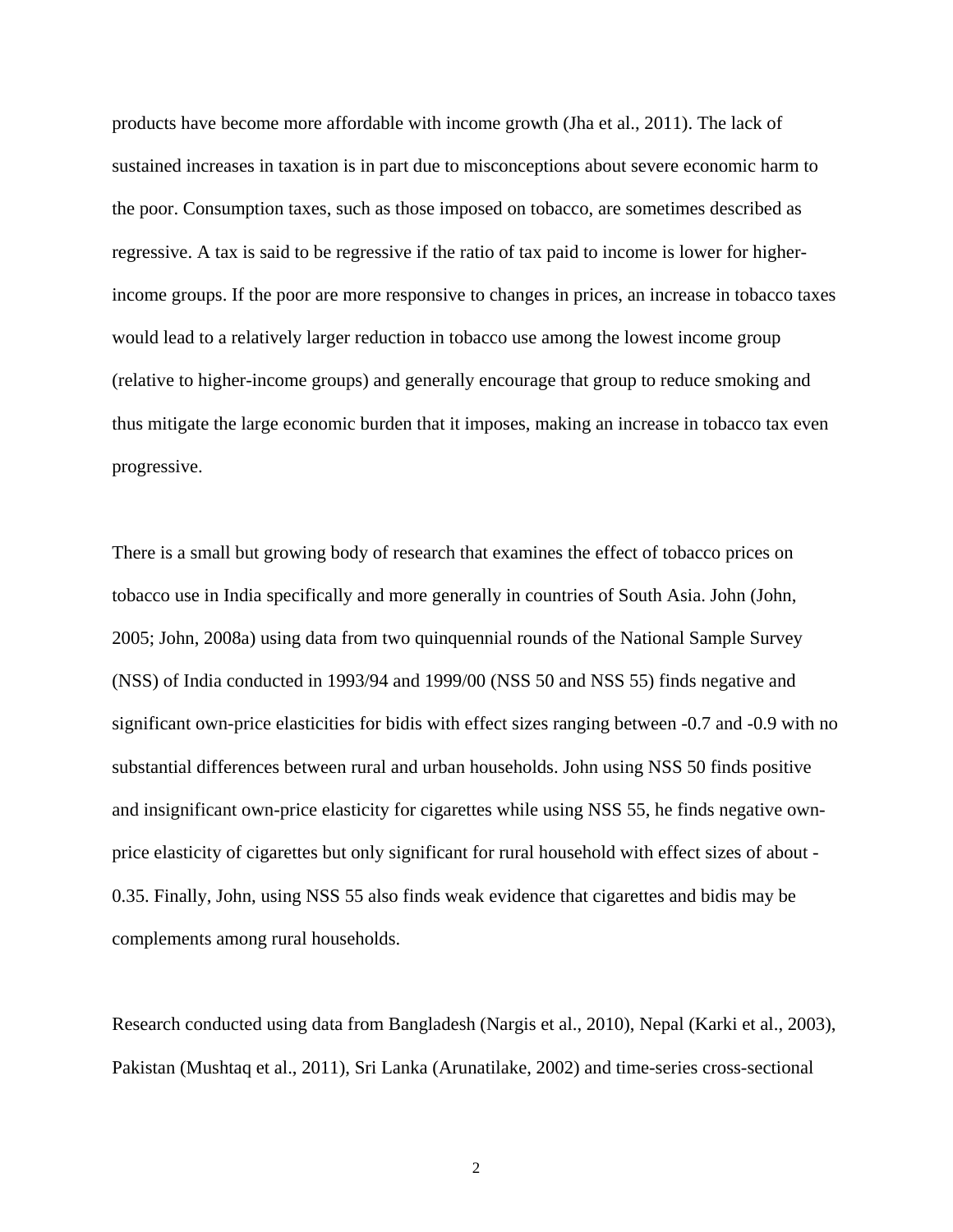products have become more affordable with income growth (Jha et al., 2011). The lack of sustained increases in taxation is in part due to misconceptions about severe economic harm to the poor. Consumption taxes, such as those imposed on tobacco, are sometimes described as regressive. A tax is said to be regressive if the ratio of tax paid to income is lower for higher-income groups. If the poor are more responsive to changes in prices, an increase in tobacco taxes would lead to a relatively larger reduction in tobacco use among the lowest income group (relative to higher-income groups) and generally encourage that group to reduce smoking and thus mitigate the large economic burden that it imposes, making an increase in tobacco tax even progressive.

There is a small but growing body of research that examines the effect of tobacco prices on tobacco use in India specifically and more generally in countries of South Asia. John (John, 2005; John, 2008a) using data from two quinquennial rounds of the National Sample Survey (NSS) of India conducted in 1993/94 and 1999/00 (NSS 50 and NSS 55) finds negative and significant own-price elasticities for bidis with effect sizes ranging between -0.7 and -0.9 with no substantial differences between rural and urban households. John using NSS 50 finds positive and insignificant own-price elasticity for cigarettes while using NSS 55, he finds negative own-price elasticity of cigarettes but only significant for rural household with effect sizes of about -0.35. Finally, John, using NSS 55 also finds weak evidence that cigarettes and bidis may be complements among rural households.

Research conducted using data from Bangladesh (Nargis et al., 2010), Nepal (Karki et al., 2003), Pakistan (Mushtaq et al., 2011), Sri Lanka (Arunatilake, 2002) and time-series cross-sectional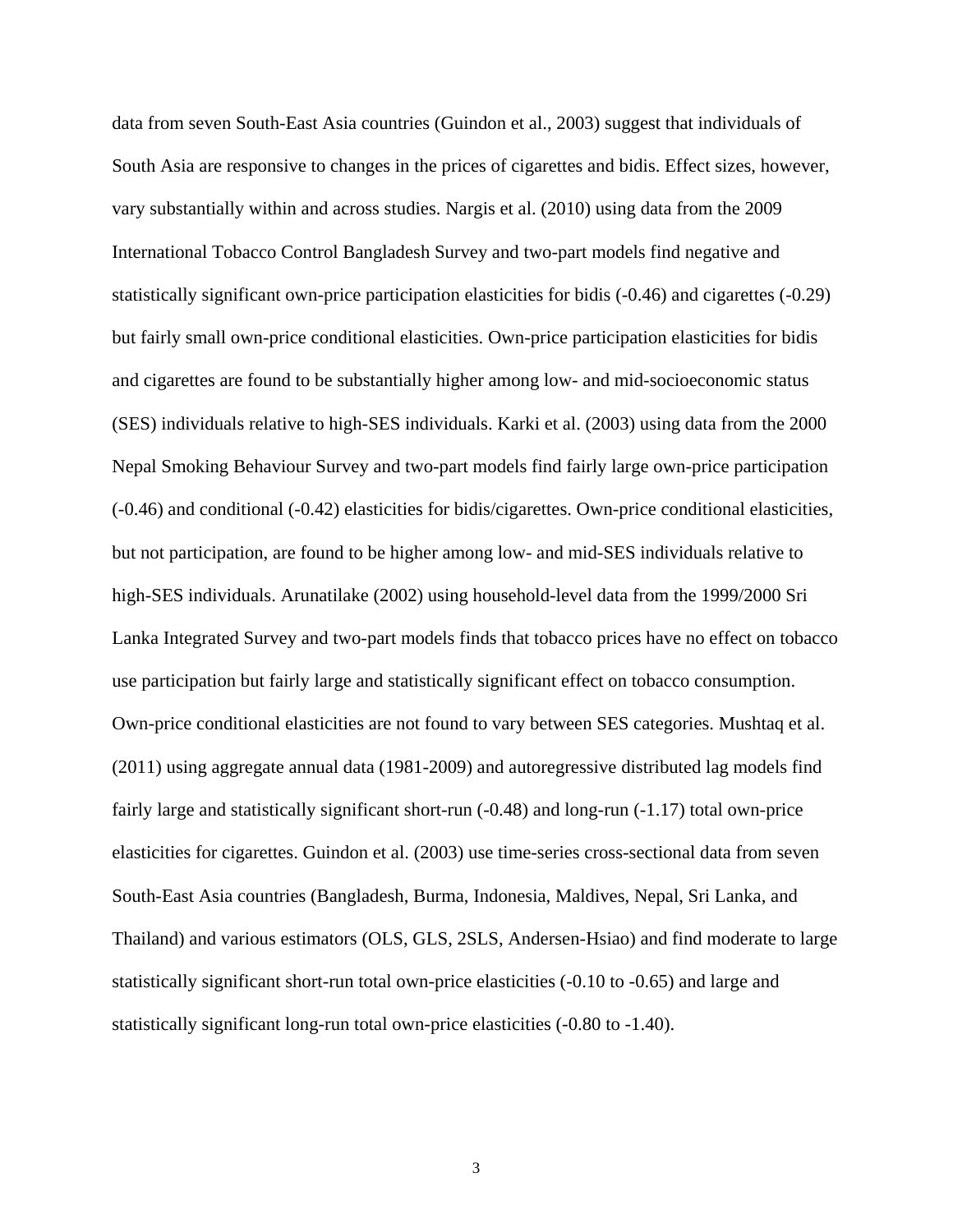data from seven South-East Asia countries (Guindon et al., 2003) suggest that individuals of South Asia are responsive to changes in the prices of cigarettes and bidis. Effect sizes, however, vary substantially within and across studies. Nargis et al. (2010) using data from the 2009 International Tobacco Control Bangladesh Survey and two-part models find negative and statistically significant own-price participation elasticities for bidis (-0.46) and cigarettes (-0.29) but fairly small own-price conditional elasticities. Own-price participation elasticities for bidis and cigarettes are found to be substantially higher among low- and mid-socioeconomic status (SES) individuals relative to high-SES individuals. Karki et al. (2003) using data from the 2000 Nepal Smoking Behaviour Survey and two-part models find fairly large own-price participation (-0.46) and conditional (-0.42) elasticities for bidis/cigarettes. Own-price conditional elasticities, but not participation, are found to be higher among low- and mid-SES individuals relative to high-SES individuals. Arunatilake (2002) using household-level data from the 1999/2000 Sri Lanka Integrated Survey and two-part models finds that tobacco prices have no effect on tobacco use participation but fairly large and statistically significant effect on tobacco consumption. Own-price conditional elasticities are not found to vary between SES categories. Mushtaq et al. (2011) using aggregate annual data (1981-2009) and autoregressive distributed lag models find fairly large and statistically significant short-run (-0.48) and long-run (-1.17) total own-price elasticities for cigarettes. Guindon et al. (2003) use time-series cross-sectional data from seven South-East Asia countries (Bangladesh, Burma, Indonesia, Maldives, Nepal, Sri Lanka, and Thailand) and various estimators (OLS, GLS, 2SLS, Andersen-Hsiao) and find moderate to large statistically significant short-run total own-price elasticities (-0.10 to -0.65) and large and statistically significant long-run total own-price elasticities (-0.80 to -1.40).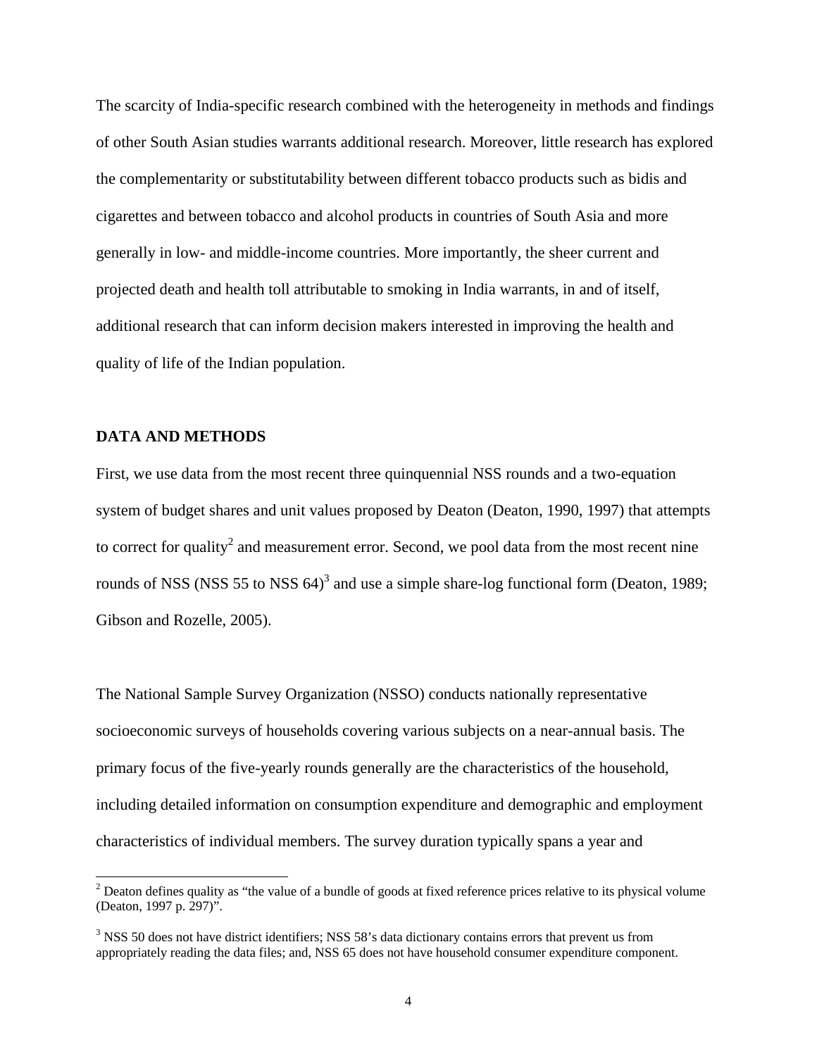The scarcity of India-specific research combined with the heterogeneity in methods and findings of other South Asian studies warrants additional research. Moreover, little research has explored the complementarity or substitutability between different tobacco products such as bidis and cigarettes and between tobacco and alcohol products in countries of South Asia and more generally in low- and middle-income countries. More importantly, the sheer current and projected death and health toll attributable to smoking in India warrants, in and of itself, additional research that can inform decision makers interested in improving the health and quality of life of the Indian population.

## DATA AND METHODS

First, we use data from the most recent three quinquennial NSS rounds and a two-equation system of budget shares and unit values proposed by Deaton (Deaton, 1990, 1997) that attempts to correct for quality[2] and measurement error. Second, we pool data from the most recent nine rounds of NSS (NSS 55 to NSS 64)[3] and use a simple share-log functional form (Deaton, 1989; Gibson and Rozelle, 2005).

The National Sample Survey Organization (NSSO) conducts nationally representative socioeconomic surveys of households covering various subjects on a near-annual basis. The primary focus of the five-yearly rounds generally are the characteristics of the household, including detailed information on consumption expenditure and demographic and employment characteristics of individual members. The survey duration typically spans a year and

---

[2] Deaton defines quality as "the value of a bundle of goods at fixed reference prices relative to its physical volume (Deaton, 1997 p. 297)".

[3] NSS 50 does not have district identifiers; NSS 58's data dictionary contains errors that prevent us from appropriately reading the data files; and, NSS 65 does not have household consumer expenditure component.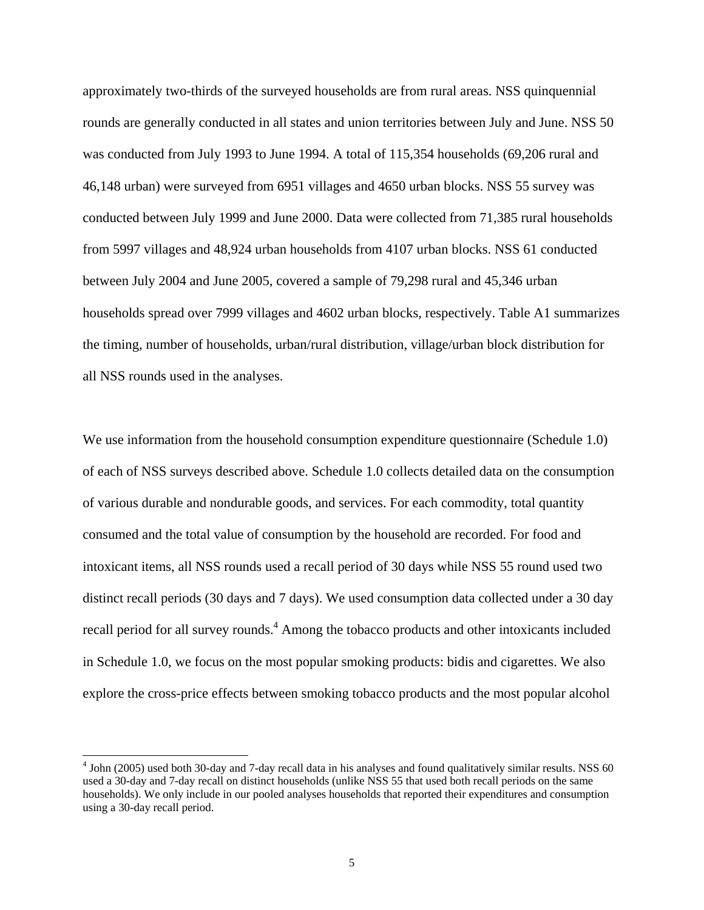approximately two-thirds of the surveyed households are from rural areas. NSS quinquennial rounds are generally conducted in all states and union territories between July and June. NSS 50 was conducted from July 1993 to June 1994. A total of 115,354 households (69,206 rural and 46,148 urban) were surveyed from 6951 villages and 4650 urban blocks. NSS 55 survey was conducted between July 1999 and June 2000. Data were collected from 71,385 rural households from 5997 villages and 48,924 urban households from 4107 urban blocks. NSS 61 conducted between July 2004 and June 2005, covered a sample of 79,298 rural and 45,346 urban households spread over 7999 villages and 4602 urban blocks, respectively. Table A1 summarizes the timing, number of households, urban/rural distribution, village/urban block distribution for all NSS rounds used in the analyses.

We use information from the household consumption expenditure questionnaire (Schedule 1.0) of each of NSS surveys described above. Schedule 1.0 collects detailed data on the consumption of various durable and nondurable goods, and services. For each commodity, total quantity consumed and the total value of consumption by the household are recorded. For food and intoxicant items, all NSS rounds used a recall period of 30 days while NSS 55 round used two distinct recall periods (30 days and 7 days). We used consumption data collected under a 30 day recall period for all survey rounds.[4] Among the tobacco products and other intoxicants included in Schedule 1.0, we focus on the most popular smoking products: bidis and cigarettes. We also explore the cross-price effects between smoking tobacco products and the most popular alcohol

[4] John (2005) used both 30-day and 7-day recall data in his analyses and found qualitatively similar results. NSS 60 used a 30-day and 7-day recall on distinct households (unlike NSS 55 that used both recall periods on the same households). We only include in our pooled analyses households that reported their expenditures and consumption using a 30-day recall period.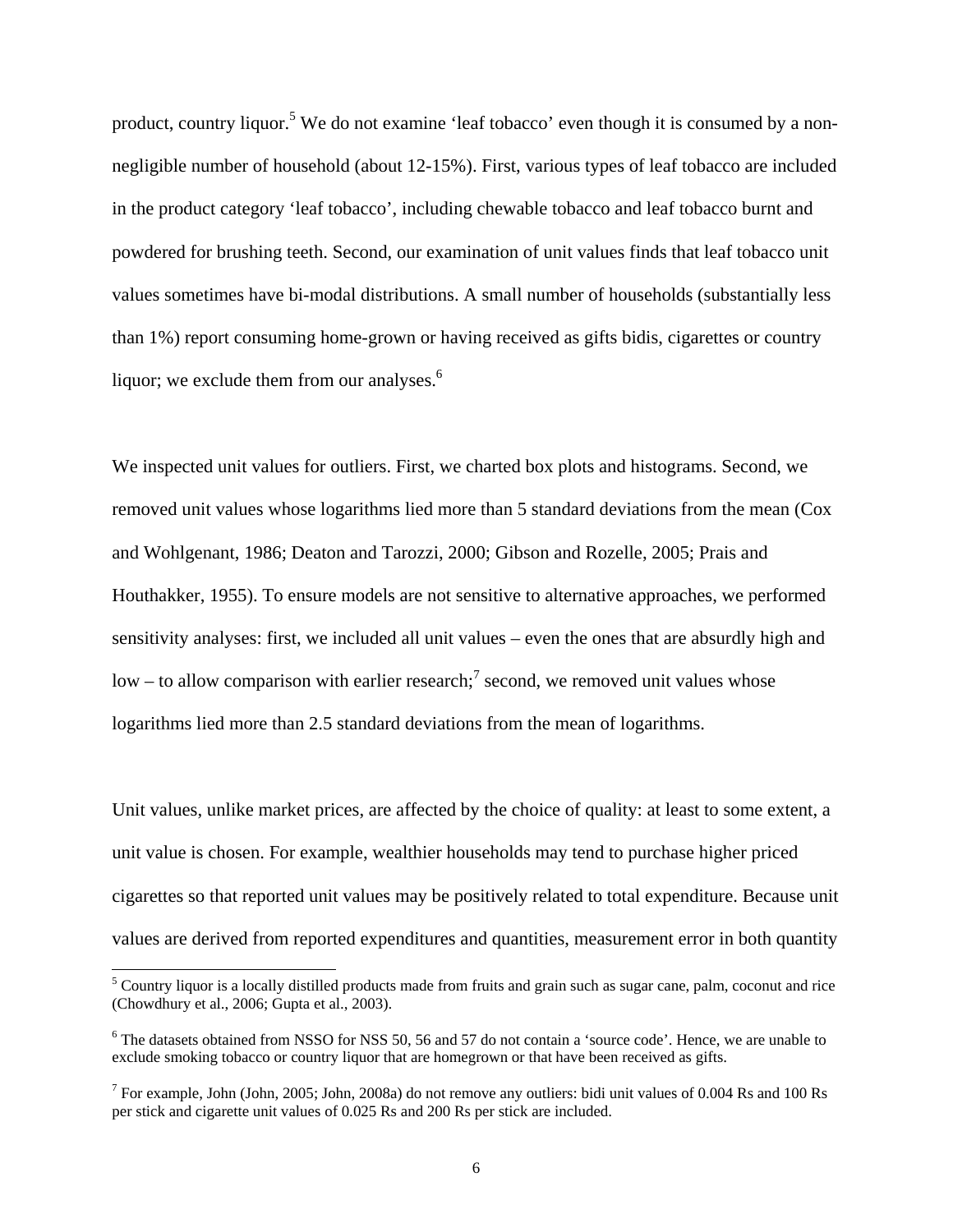product, country liquor.[5] We do not examine 'leaf tobacco' even though it is consumed by a non-negligible number of household (about 12-15%). First, various types of leaf tobacco are included in the product category 'leaf tobacco', including chewable tobacco and leaf tobacco burnt and powdered for brushing teeth. Second, our examination of unit values finds that leaf tobacco unit values sometimes have bi-modal distributions. A small number of households (substantially less than 1%) report consuming home-grown or having received as gifts bidis, cigarettes or country liquor; we exclude them from our analyses.[6]

We inspected unit values for outliers. First, we charted box plots and histograms. Second, we removed unit values whose logarithms lied more than 5 standard deviations from the mean (Cox and Wohlgenant, 1986; Deaton and Tarozzi, 2000; Gibson and Rozelle, 2005; Prais and Houthakker, 1955). To ensure models are not sensitive to alternative approaches, we performed sensitivity analyses: first, we included all unit values – even the ones that are absurdly high and low – to allow comparison with earlier research;[7] second, we removed unit values whose logarithms lied more than 2.5 standard deviations from the mean of logarithms.

Unit values, unlike market prices, are affected by the choice of quality: at least to some extent, a unit value is chosen. For example, wealthier households may tend to purchase higher priced cigarettes so that reported unit values may be positively related to total expenditure. Because unit values are derived from reported expenditures and quantities, measurement error in both quantity

---

[5] Country liquor is a locally distilled products made from fruits and grain such as sugar cane, palm, coconut and rice (Chowdhury et al., 2006; Gupta et al., 2003).

[6] The datasets obtained from NSSO for NSS 50, 56 and 57 do not contain a 'source code'. Hence, we are unable to exclude smoking tobacco or country liquor that are homegrown or that have been received as gifts.

[7] For example, John (John, 2005; John, 2008a) do not remove any outliers: bidi unit values of 0.004 Rs and 100 Rs per stick and cigarette unit values of 0.025 Rs and 200 Rs per stick are included.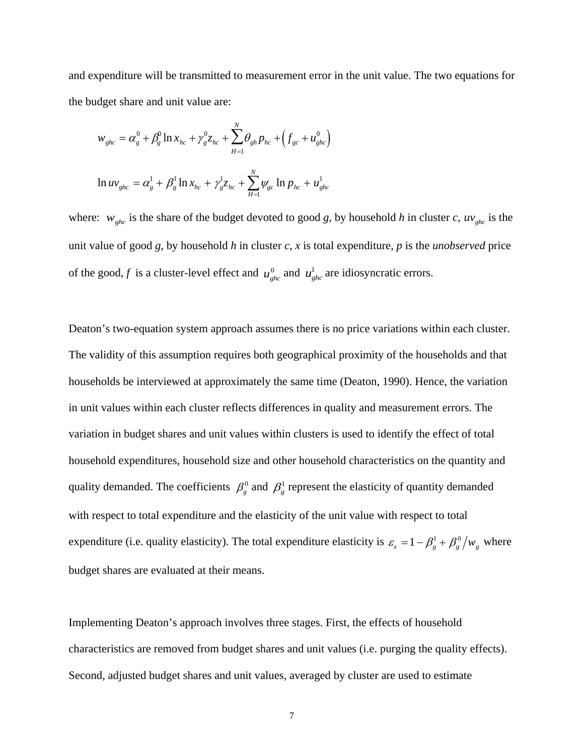and expenditure will be transmitted to measurement error in the unit value. The two equations for the budget share and unit value are:

$$w_{ghc} = \alpha_g^0 + \beta_g^0 \ln x_{hc} + \gamma_g^0 z_{hc} + \sum_{H=1}^{N} \theta_{gh} p_{hc} + \left( f_{gc} + u_{ghc}^0 \right)$$

$$\ln uv_{ghc} = \alpha_g^1 + \beta_g^1 \ln x_{hc} + \gamma_g^1 z_{hc} + \sum_{H=1}^{N} \psi_{gc} \ln p_{hc} + u_{ghc}^1$$

where: $w_{ghc}$ is the share of the budget devoted to good *g*, by household *h* in cluster *c*, $uv_{ghc}$ is the unit value of good *g*, by household *h* in cluster *c*, *x* is total expenditure, *p* is the *unobserved* price of the good, *f* is a cluster-level effect and $u_{ghc}^0$ and $u_{ghc}^1$ are idiosyncratic errors.

Deaton's two-equation system approach assumes there is no price variations within each cluster. The validity of this assumption requires both geographical proximity of the households and that households be interviewed at approximately the same time (Deaton, 1990). Hence, the variation in unit values within each cluster reflects differences in quality and measurement errors. The variation in budget shares and unit values within clusters is used to identify the effect of total household expenditures, household size and other household characteristics on the quantity and quality demanded. The coefficients $\beta_g^0$ and $\beta_g^1$ represent the elasticity of quantity demanded with respect to total expenditure and the elasticity of the unit value with respect to total expenditure (i.e. quality elasticity). The total expenditure elasticity is $\varepsilon_x = 1 - \beta_g^1 + \beta_g^0 / w_g$ where budget shares are evaluated at their means.

Implementing Deaton's approach involves three stages. First, the effects of household characteristics are removed from budget shares and unit values (i.e. purging the quality effects). Second, adjusted budget shares and unit values, averaged by cluster are used to estimate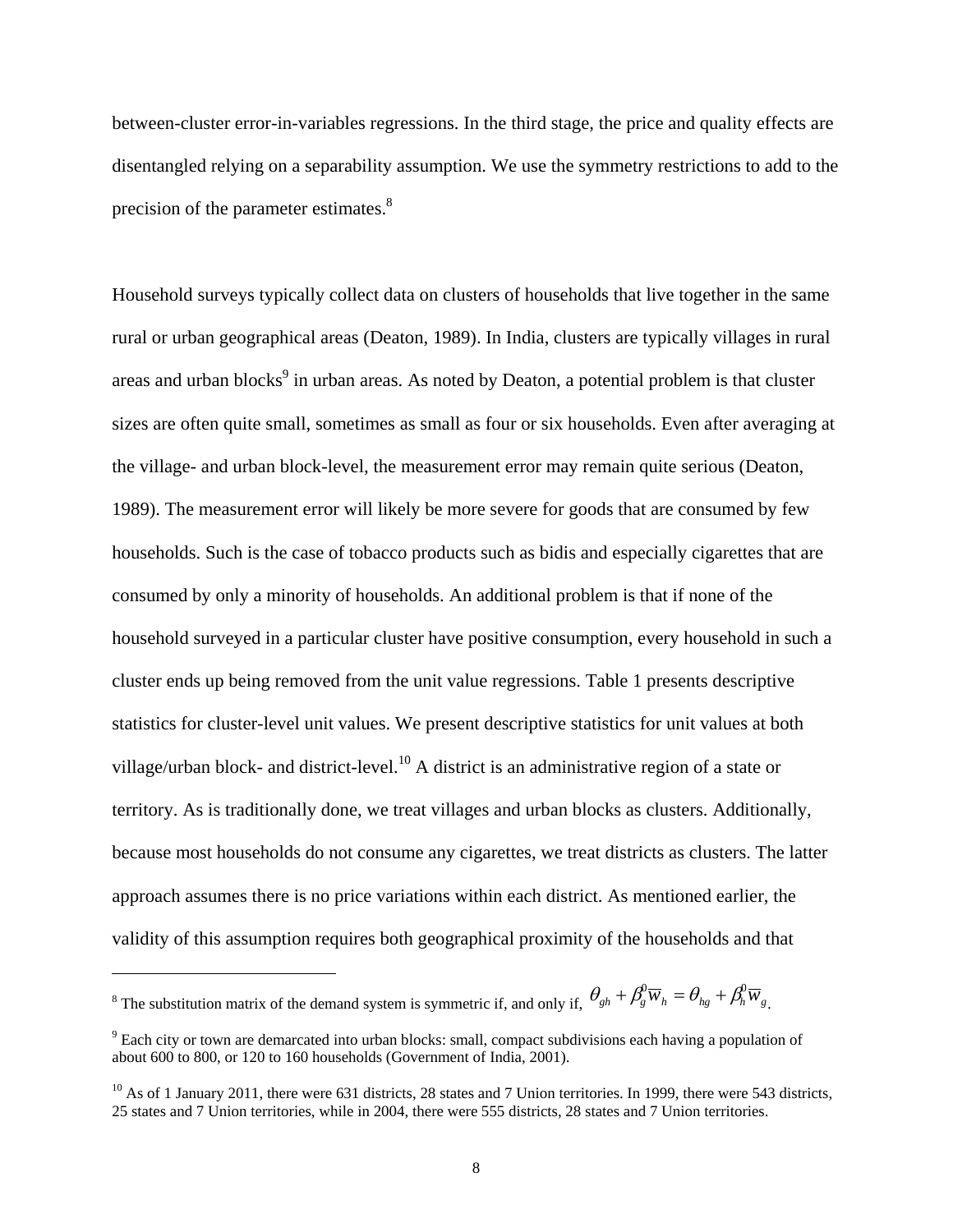between-cluster error-in-variables regressions. In the third stage, the price and quality effects are disentangled relying on a separability assumption. We use the symmetry restrictions to add to the precision of the parameter estimates.[8]

Household surveys typically collect data on clusters of households that live together in the same rural or urban geographical areas (Deaton, 1989). In India, clusters are typically villages in rural areas and urban blocks[9] in urban areas. As noted by Deaton, a potential problem is that cluster sizes are often quite small, sometimes as small as four or six households. Even after averaging at the village- and urban block-level, the measurement error may remain quite serious (Deaton, 1989). The measurement error will likely be more severe for goods that are consumed by few households. Such is the case of tobacco products such as bidis and especially cigarettes that are consumed by only a minority of households. An additional problem is that if none of the household surveyed in a particular cluster have positive consumption, every household in such a cluster ends up being removed from the unit value regressions. Table 1 presents descriptive statistics for cluster-level unit values. We present descriptive statistics for unit values at both village/urban block- and district-level.[10] A district is an administrative region of a state or territory. As is traditionally done, we treat villages and urban blocks as clusters. Additionally, because most households do not consume any cigarettes, we treat districts as clusters. The latter approach assumes there is no price variations within each district. As mentioned earlier, the validity of this assumption requires both geographical proximity of the households and that

[8] The substitution matrix of the demand system is symmetric if, and only if, $\theta_{gh} + \beta_g^0 \overline{w}_h = \theta_{hg} + \beta_h^0 \overline{w}_g$.

[9] Each city or town are demarcated into urban blocks: small, compact subdivisions each having a population of about 600 to 800, or 120 to 160 households (Government of India, 2001).

[10] As of 1 January 2011, there were 631 districts, 28 states and 7 Union territories. In 1999, there were 543 districts, 25 states and 7 Union territories, while in 2004, there were 555 districts, 28 states and 7 Union territories.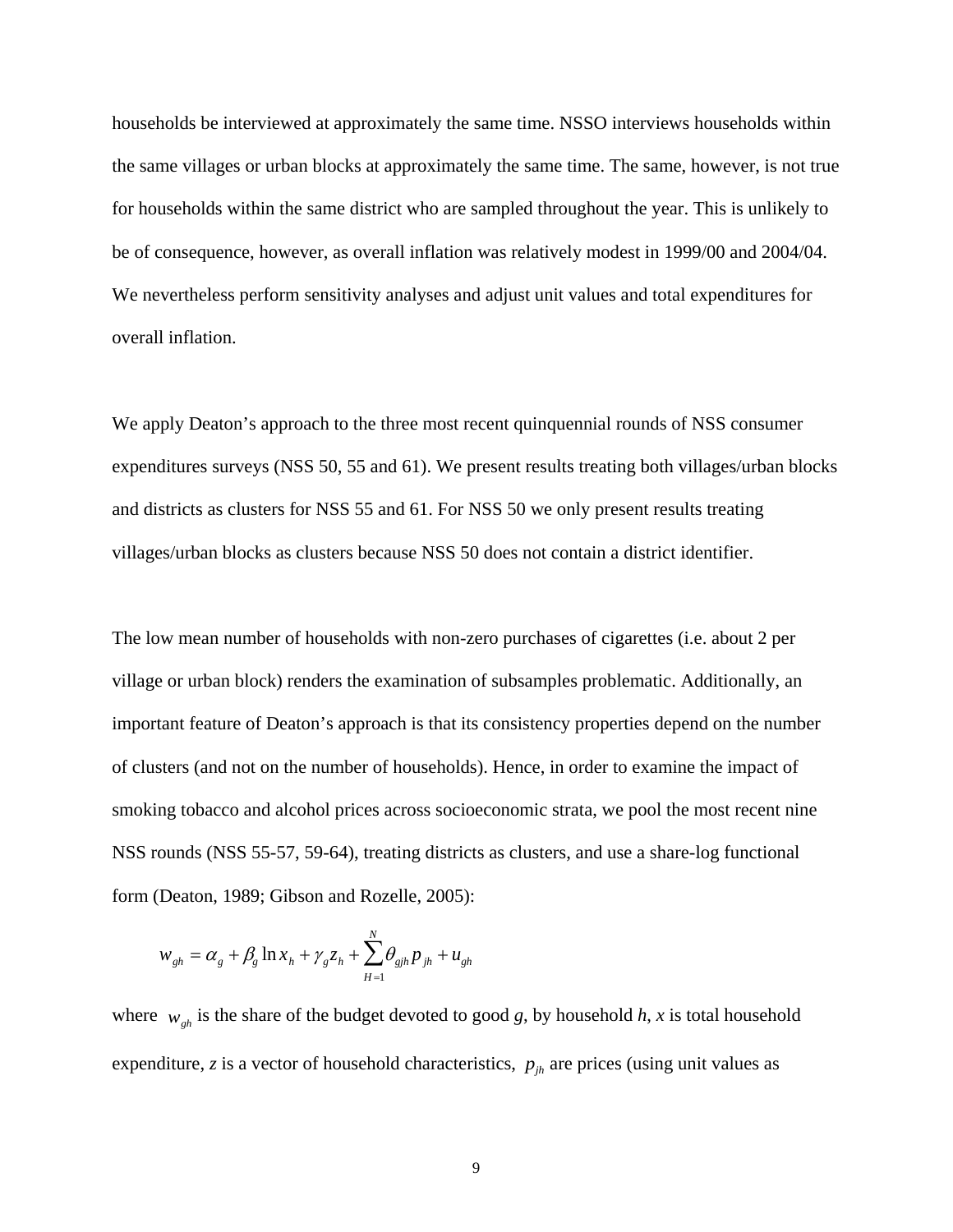households be interviewed at approximately the same time. NSSO interviews households within the same villages or urban blocks at approximately the same time. The same, however, is not true for households within the same district who are sampled throughout the year. This is unlikely to be of consequence, however, as overall inflation was relatively modest in 1999/00 and 2004/04. We nevertheless perform sensitivity analyses and adjust unit values and total expenditures for overall inflation.

We apply Deaton's approach to the three most recent quinquennial rounds of NSS consumer expenditures surveys (NSS 50, 55 and 61). We present results treating both villages/urban blocks and districts as clusters for NSS 55 and 61. For NSS 50 we only present results treating villages/urban blocks as clusters because NSS 50 does not contain a district identifier.

The low mean number of households with non-zero purchases of cigarettes (i.e. about 2 per village or urban block) renders the examination of subsamples problematic. Additionally, an important feature of Deaton's approach is that its consistency properties depend on the number of clusters (and not on the number of households). Hence, in order to examine the impact of smoking tobacco and alcohol prices across socioeconomic strata, we pool the most recent nine NSS rounds (NSS 55-57, 59-64), treating districts as clusters, and use a share-log functional form (Deaton, 1989; Gibson and Rozelle, 2005):

$$w_{gh} = \alpha_g + \beta_g \ln x_h + \gamma_g z_h + \sum_{H=1}^{N} \theta_{gjh} p_{jh} + u_{gh}$$

where $w_{gh}$ is the share of the budget devoted to good *g*, by household *h*, *x* is total household expenditure, *z* is a vector of household characteristics, $p_{jh}$ are prices (using unit values as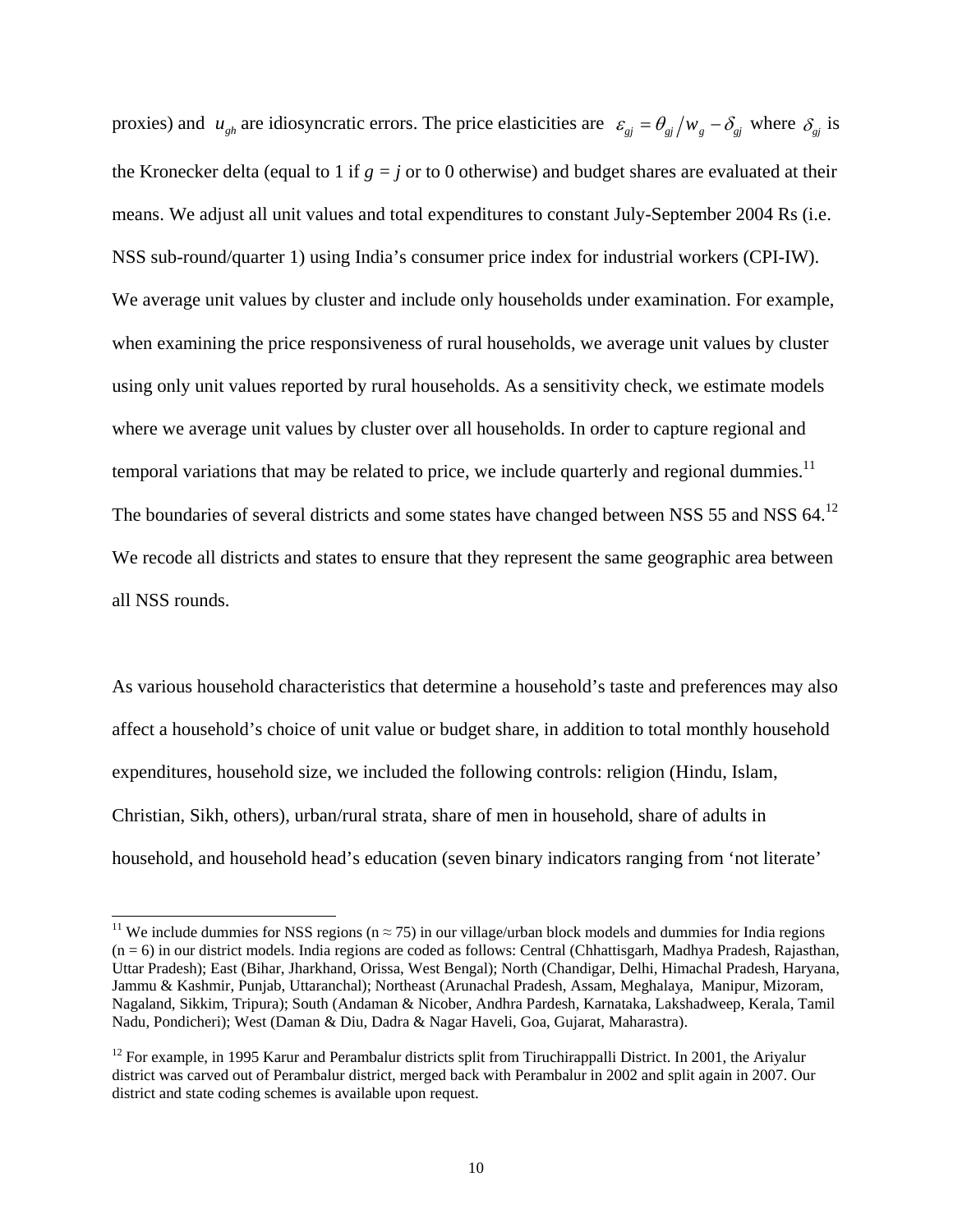proxies) and $u_{gh}$ are idiosyncratic errors. The price elasticities are $\varepsilon_{gj} = \theta_{gj}/w_g - \delta_{gj}$ where $\delta_{gj}$ is the Kronecker delta (equal to 1 if $g = j$ or to 0 otherwise) and budget shares are evaluated at their means. We adjust all unit values and total expenditures to constant July-September 2004 Rs (i.e. NSS sub-round/quarter 1) using India's consumer price index for industrial workers (CPI-IW). We average unit values by cluster and include only households under examination. For example, when examining the price responsiveness of rural households, we average unit values by cluster using only unit values reported by rural households. As a sensitivity check, we estimate models where we average unit values by cluster over all households. In order to capture regional and temporal variations that may be related to price, we include quarterly and regional dummies.[11] The boundaries of several districts and some states have changed between NSS 55 and NSS 64.[12] We recode all districts and states to ensure that they represent the same geographic area between all NSS rounds.

As various household characteristics that determine a household's taste and preferences may also affect a household's choice of unit value or budget share, in addition to total monthly household expenditures, household size, we included the following controls: religion (Hindu, Islam, Christian, Sikh, others), urban/rural strata, share of men in household, share of adults in household, and household head's education (seven binary indicators ranging from 'not literate'

[11] We include dummies for NSS regions ($n \approx 75$) in our village/urban block models and dummies for India regions ($n = 6$) in our district models. India regions are coded as follows: Central (Chhattisgarh, Madhya Pradesh, Rajasthan, Uttar Pradesh); East (Bihar, Jharkhand, Orissa, West Bengal); North (Chandigar, Delhi, Himachal Pradesh, Haryana, Jammu & Kashmir, Punjab, Uttaranchal); Northeast (Arunachal Pradesh, Assam, Meghalaya, Manipur, Mizoram, Nagaland, Sikkim, Tripura); South (Andaman & Nicober, Andhra Pardesh, Karnataka, Lakshadweep, Kerala, Tamil Nadu, Pondicheri); West (Daman & Diu, Dadra & Nagar Haveli, Goa, Gujarat, Maharastra).

[12] For example, in 1995 Karur and Perambalur districts split from Tiruchirappalli District. In 2001, the Ariyalur district was carved out of Perambalur district, merged back with Perambalur in 2002 and split again in 2007. Our district and state coding schemes is available upon request.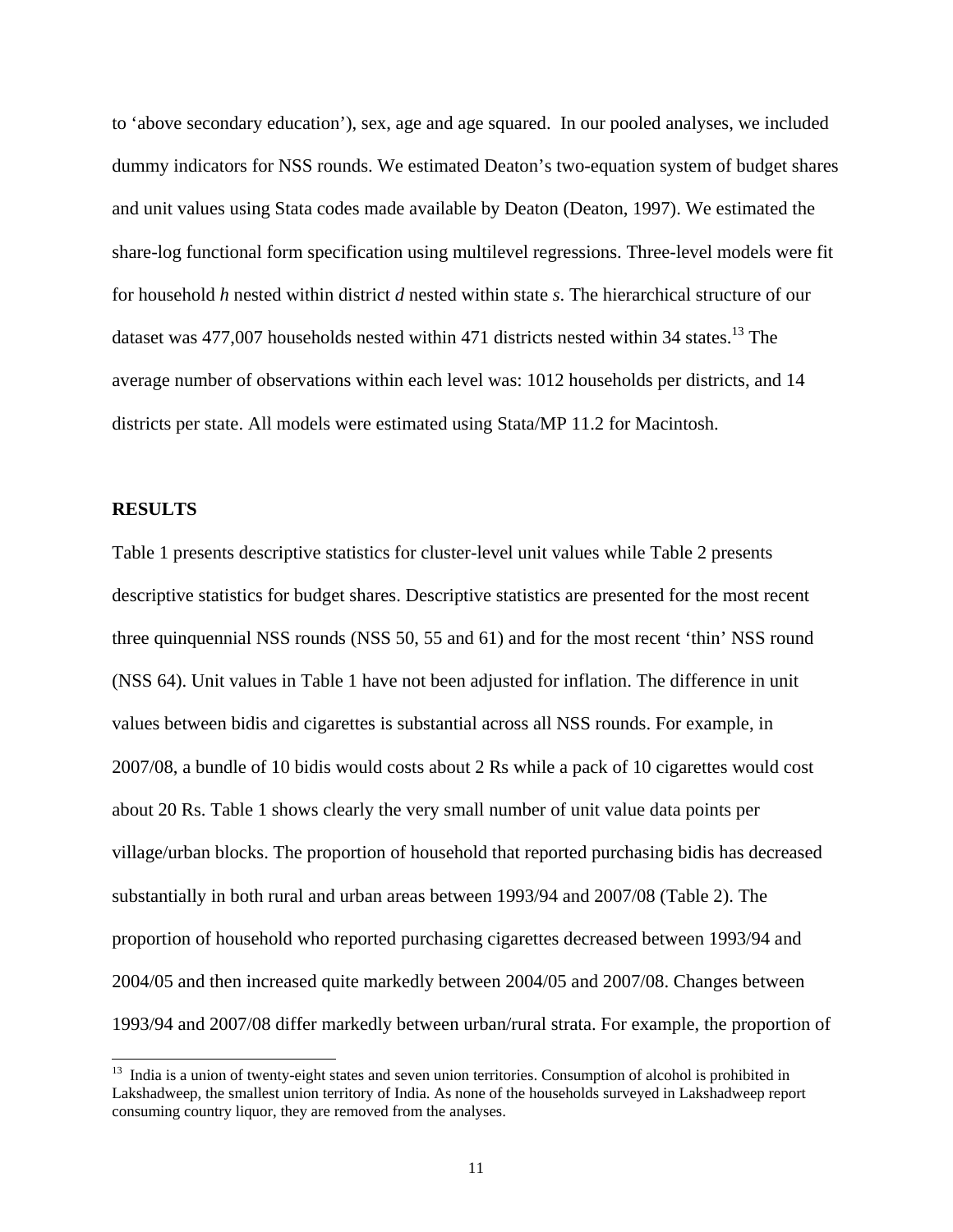to 'above secondary education'), sex, age and age squared. In our pooled analyses, we included dummy indicators for NSS rounds. We estimated Deaton's two-equation system of budget shares and unit values using Stata codes made available by Deaton (Deaton, 1997). We estimated the share-log functional form specification using multilevel regressions. Three-level models were fit for household *h* nested within district *d* nested within state *s*. The hierarchical structure of our dataset was 477,007 households nested within 471 districts nested within 34 states.[13] The average number of observations within each level was: 1012 households per districts, and 14 districts per state. All models were estimated using Stata/MP 11.2 for Macintosh.

## RESULTS

Table 1 presents descriptive statistics for cluster-level unit values while Table 2 presents descriptive statistics for budget shares. Descriptive statistics are presented for the most recent three quinquennial NSS rounds (NSS 50, 55 and 61) and for the most recent 'thin' NSS round (NSS 64). Unit values in Table 1 have not been adjusted for inflation. The difference in unit values between bidis and cigarettes is substantial across all NSS rounds. For example, in 2007/08, a bundle of 10 bidis would costs about 2 Rs while a pack of 10 cigarettes would cost about 20 Rs. Table 1 shows clearly the very small number of unit value data points per village/urban blocks. The proportion of household that reported purchasing bidis has decreased substantially in both rural and urban areas between 1993/94 and 2007/08 (Table 2). The proportion of household who reported purchasing cigarettes decreased between 1993/94 and 2004/05 and then increased quite markedly between 2004/05 and 2007/08. Changes between 1993/94 and 2007/08 differ markedly between urban/rural strata. For example, the proportion of

---

[13] India is a union of twenty-eight states and seven union territories. Consumption of alcohol is prohibited in Lakshadweep, the smallest union territory of India. As none of the households surveyed in Lakshadweep report consuming country liquor, they are removed from the analyses.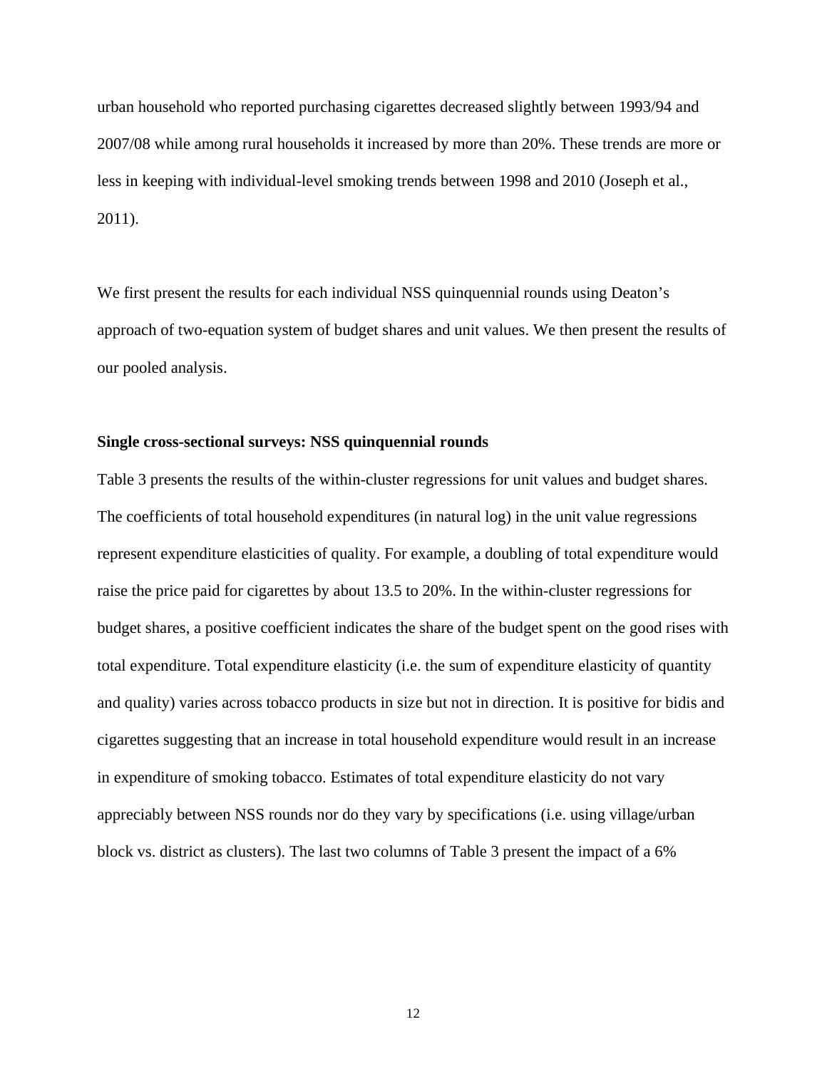urban household who reported purchasing cigarettes decreased slightly between 1993/94 and 2007/08 while among rural households it increased by more than 20%. These trends are more or less in keeping with individual-level smoking trends between 1998 and 2010 (Joseph et al., 2011).

We first present the results for each individual NSS quinquennial rounds using Deaton's approach of two-equation system of budget shares and unit values. We then present the results of our pooled analysis.

**Single cross-sectional surveys: NSS quinquennial rounds**

Table 3 presents the results of the within-cluster regressions for unit values and budget shares. The coefficients of total household expenditures (in natural log) in the unit value regressions represent expenditure elasticities of quality. For example, a doubling of total expenditure would raise the price paid for cigarettes by about 13.5 to 20%. In the within-cluster regressions for budget shares, a positive coefficient indicates the share of the budget spent on the good rises with total expenditure. Total expenditure elasticity (i.e. the sum of expenditure elasticity of quantity and quality) varies across tobacco products in size but not in direction. It is positive for bidis and cigarettes suggesting that an increase in total household expenditure would result in an increase in expenditure of smoking tobacco. Estimates of total expenditure elasticity do not vary appreciably between NSS rounds nor do they vary by specifications (i.e. using village/urban block vs. district as clusters). The last two columns of Table 3 present the impact of a 6%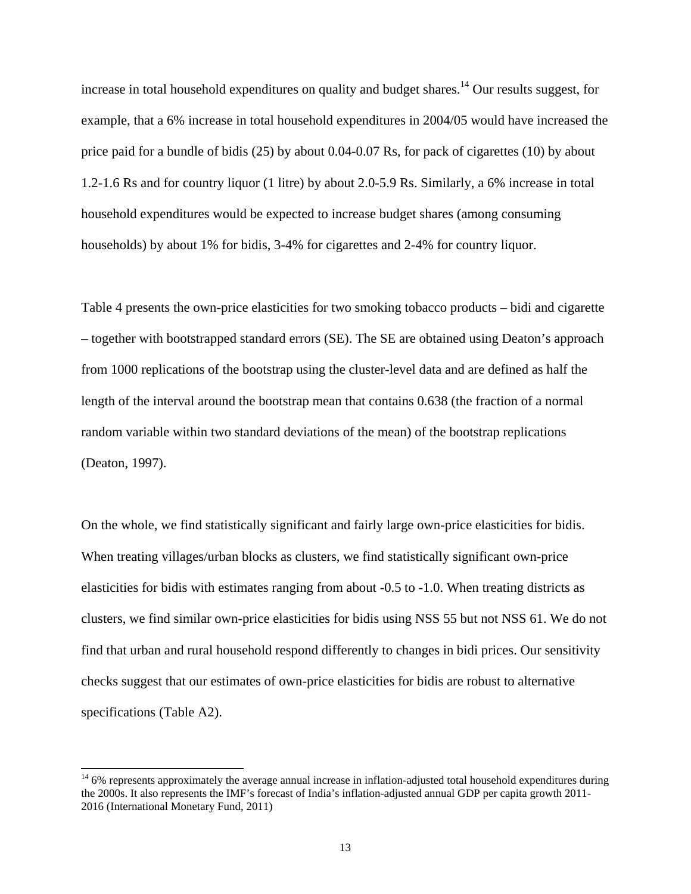increase in total household expenditures on quality and budget shares.[14] Our results suggest, for example, that a 6% increase in total household expenditures in 2004/05 would have increased the price paid for a bundle of bidis (25) by about 0.04-0.07 Rs, for pack of cigarettes (10) by about 1.2-1.6 Rs and for country liquor (1 litre) by about 2.0-5.9 Rs. Similarly, a 6% increase in total household expenditures would be expected to increase budget shares (among consuming households) by about 1% for bidis, 3-4% for cigarettes and 2-4% for country liquor.

Table 4 presents the own-price elasticities for two smoking tobacco products – bidi and cigarette – together with bootstrapped standard errors (SE). The SE are obtained using Deaton's approach from 1000 replications of the bootstrap using the cluster-level data and are defined as half the length of the interval around the bootstrap mean that contains 0.638 (the fraction of a normal random variable within two standard deviations of the mean) of the bootstrap replications (Deaton, 1997).

On the whole, we find statistically significant and fairly large own-price elasticities for bidis. When treating villages/urban blocks as clusters, we find statistically significant own-price elasticities for bidis with estimates ranging from about -0.5 to -1.0. When treating districts as clusters, we find similar own-price elasticities for bidis using NSS 55 but not NSS 61. We do not find that urban and rural household respond differently to changes in bidi prices. Our sensitivity checks suggest that our estimates of own-price elasticities for bidis are robust to alternative specifications (Table A2).

---

[14] 6% represents approximately the average annual increase in inflation-adjusted total household expenditures during the 2000s. It also represents the IMF's forecast of India's inflation-adjusted annual GDP per capita growth 2011-2016 (International Monetary Fund, 2011)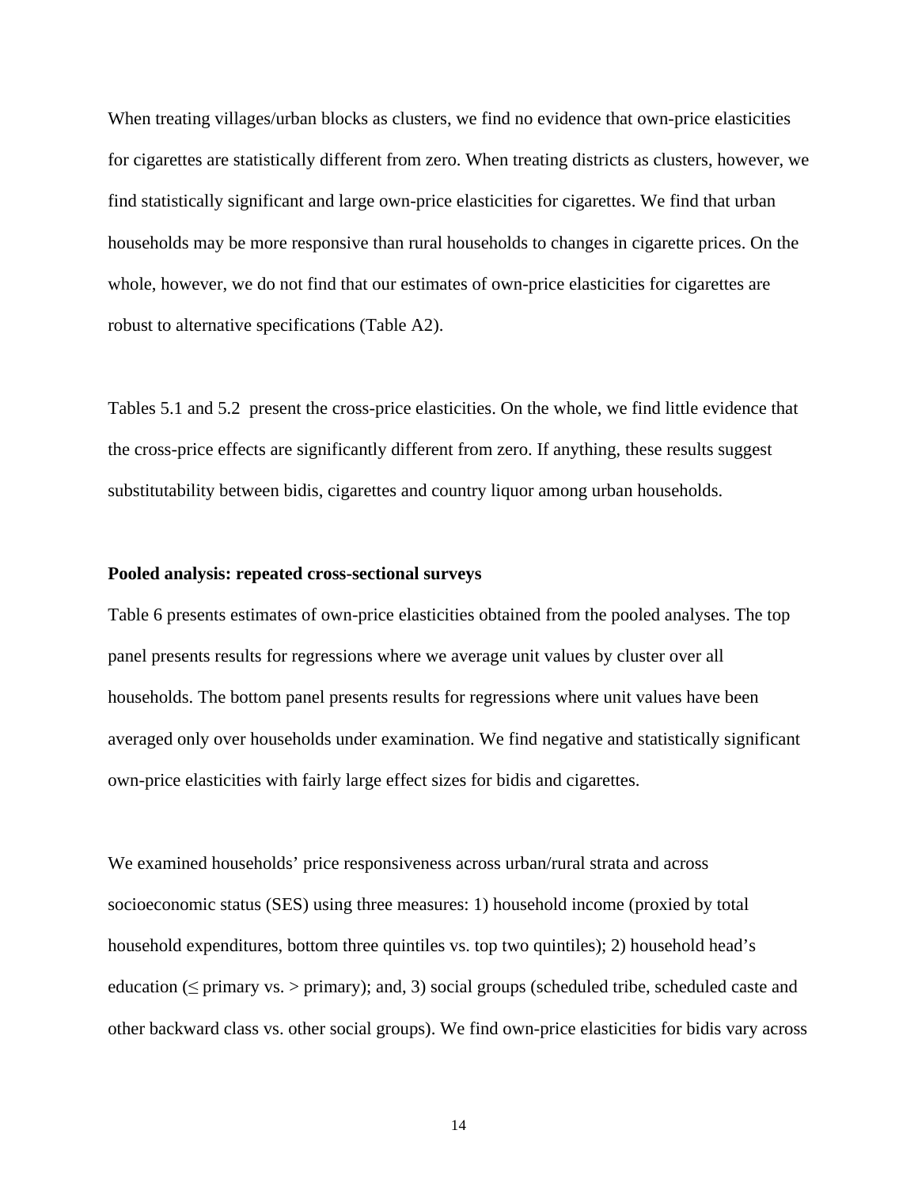When treating villages/urban blocks as clusters, we find no evidence that own-price elasticities for cigarettes are statistically different from zero. When treating districts as clusters, however, we find statistically significant and large own-price elasticities for cigarettes. We find that urban households may be more responsive than rural households to changes in cigarette prices. On the whole, however, we do not find that our estimates of own-price elasticities for cigarettes are robust to alternative specifications (Table A2).

Tables 5.1 and 5.2 present the cross-price elasticities. On the whole, we find little evidence that the cross-price effects are significantly different from zero. If anything, these results suggest substitutability between bidis, cigarettes and country liquor among urban households.

**Pooled analysis: repeated cross-sectional surveys**

Table 6 presents estimates of own-price elasticities obtained from the pooled analyses. The top panel presents results for regressions where we average unit values by cluster over all households. The bottom panel presents results for regressions where unit values have been averaged only over households under examination. We find negative and statistically significant own-price elasticities with fairly large effect sizes for bidis and cigarettes.

We examined households' price responsiveness across urban/rural strata and across socioeconomic status (SES) using three measures: 1) household income (proxied by total household expenditures, bottom three quintiles vs. top two quintiles); 2) household head's education (≤ primary vs. > primary); and, 3) social groups (scheduled tribe, scheduled caste and other backward class vs. other social groups). We find own-price elasticities for bidis vary across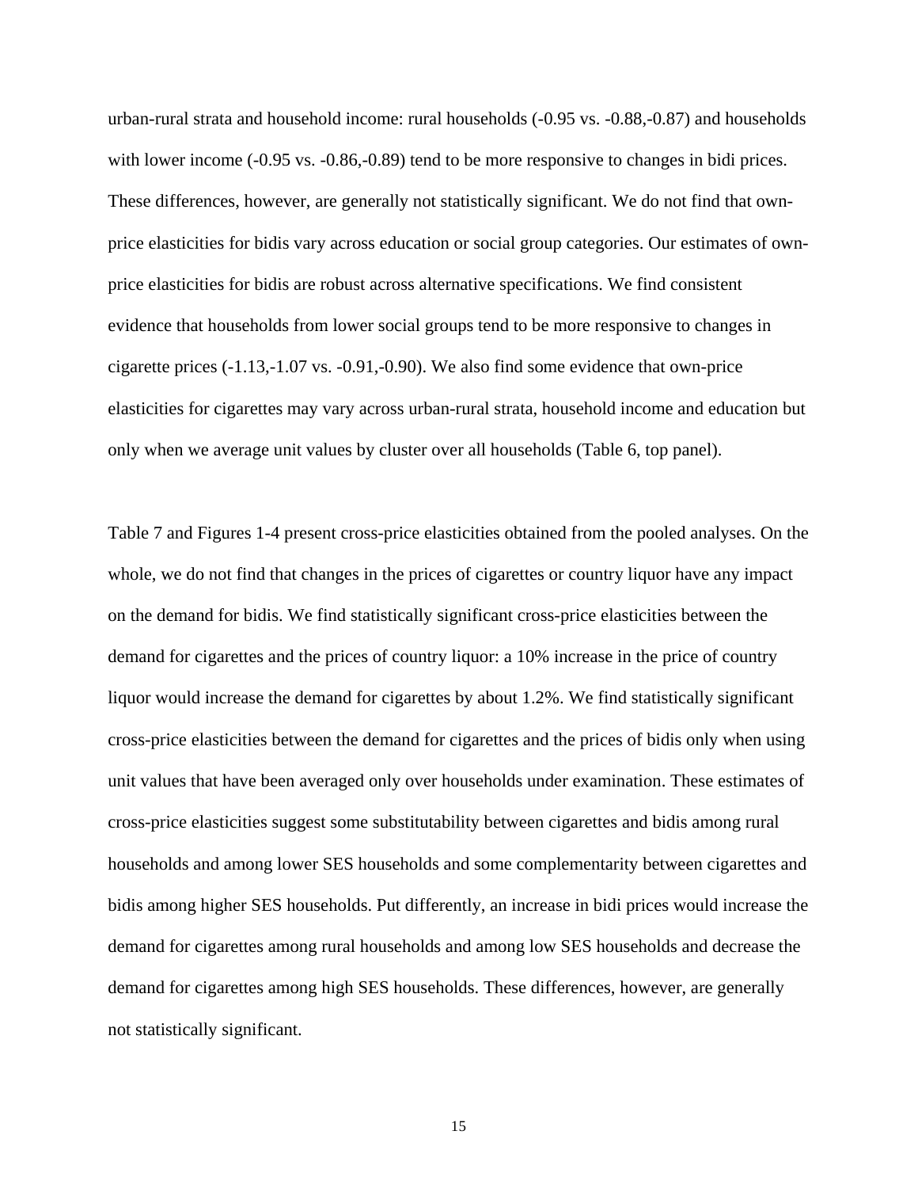urban-rural strata and household income: rural households (-0.95 vs. -0.88,-0.87) and households with lower income (-0.95 vs. -0.86,-0.89) tend to be more responsive to changes in bidi prices. These differences, however, are generally not statistically significant. We do not find that own-price elasticities for bidis vary across education or social group categories. Our estimates of own-price elasticities for bidis are robust across alternative specifications. We find consistent evidence that households from lower social groups tend to be more responsive to changes in cigarette prices (-1.13,-1.07 vs. -0.91,-0.90). We also find some evidence that own-price elasticities for cigarettes may vary across urban-rural strata, household income and education but only when we average unit values by cluster over all households (Table 6, top panel).

Table 7 and Figures 1-4 present cross-price elasticities obtained from the pooled analyses. On the whole, we do not find that changes in the prices of cigarettes or country liquor have any impact on the demand for bidis. We find statistically significant cross-price elasticities between the demand for cigarettes and the prices of country liquor: a 10% increase in the price of country liquor would increase the demand for cigarettes by about 1.2%. We find statistically significant cross-price elasticities between the demand for cigarettes and the prices of bidis only when using unit values that have been averaged only over households under examination. These estimates of cross-price elasticities suggest some substitutability between cigarettes and bidis among rural households and among lower SES households and some complementarity between cigarettes and bidis among higher SES households. Put differently, an increase in bidi prices would increase the demand for cigarettes among rural households and among low SES households and decrease the demand for cigarettes among high SES households. These differences, however, are generally not statistically significant.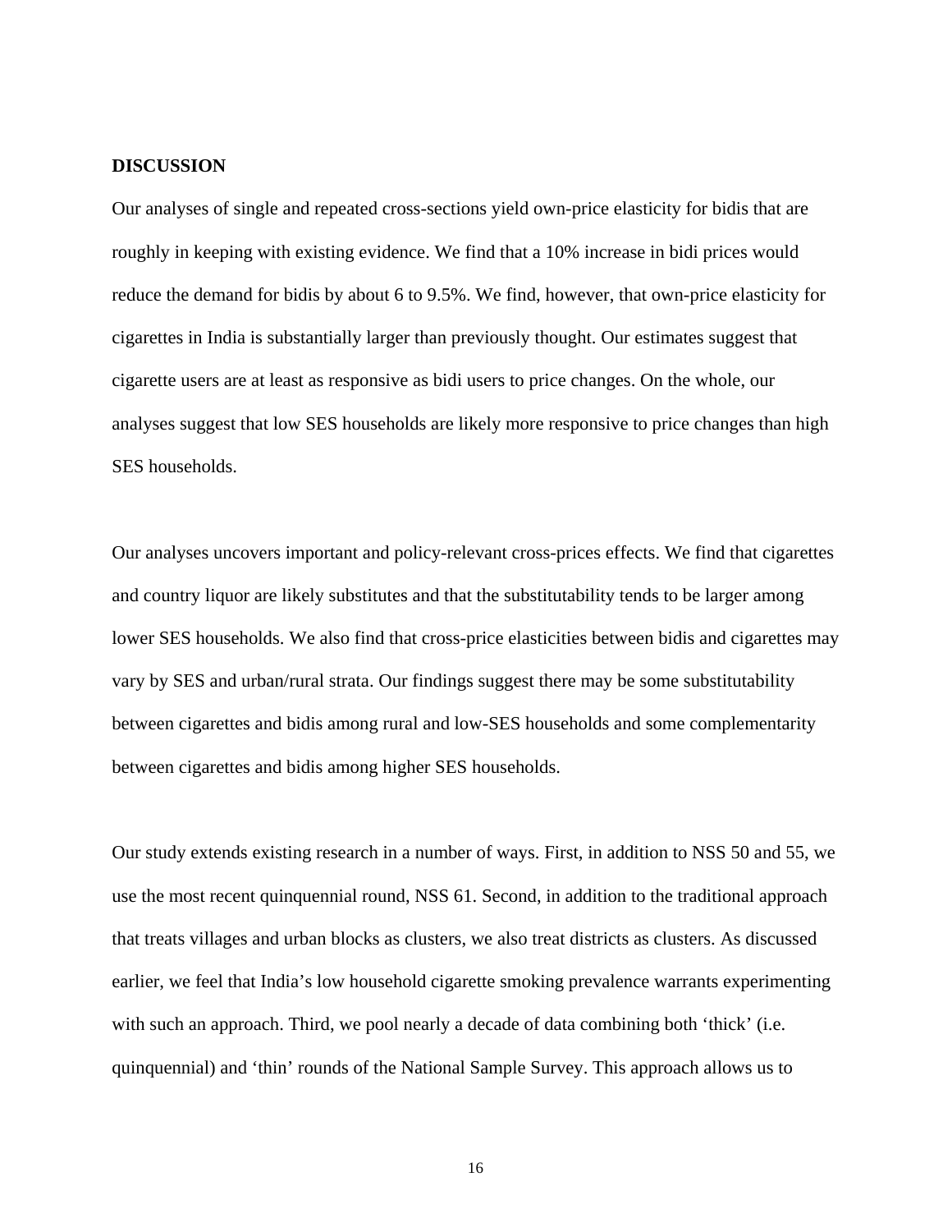## DISCUSSION

Our analyses of single and repeated cross-sections yield own-price elasticity for bidis that are roughly in keeping with existing evidence. We find that a 10% increase in bidi prices would reduce the demand for bidis by about 6 to 9.5%. We find, however, that own-price elasticity for cigarettes in India is substantially larger than previously thought. Our estimates suggest that cigarette users are at least as responsive as bidi users to price changes. On the whole, our analyses suggest that low SES households are likely more responsive to price changes than high SES households.

Our analyses uncovers important and policy-relevant cross-prices effects. We find that cigarettes and country liquor are likely substitutes and that the substitutability tends to be larger among lower SES households. We also find that cross-price elasticities between bidis and cigarettes may vary by SES and urban/rural strata. Our findings suggest there may be some substitutability between cigarettes and bidis among rural and low-SES households and some complementarity between cigarettes and bidis among higher SES households.

Our study extends existing research in a number of ways. First, in addition to NSS 50 and 55, we use the most recent quinquennial round, NSS 61. Second, in addition to the traditional approach that treats villages and urban blocks as clusters, we also treat districts as clusters. As discussed earlier, we feel that India's low household cigarette smoking prevalence warrants experimenting with such an approach. Third, we pool nearly a decade of data combining both 'thick' (i.e. quinquennial) and 'thin' rounds of the National Sample Survey. This approach allows us to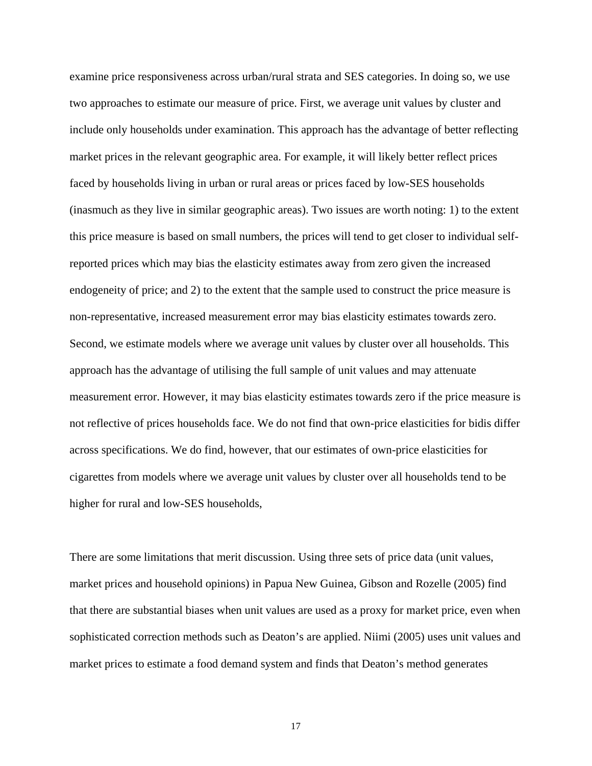examine price responsiveness across urban/rural strata and SES categories. In doing so, we use two approaches to estimate our measure of price. First, we average unit values by cluster and include only households under examination. This approach has the advantage of better reflecting market prices in the relevant geographic area. For example, it will likely better reflect prices faced by households living in urban or rural areas or prices faced by low-SES households (inasmuch as they live in similar geographic areas). Two issues are worth noting: 1) to the extent this price measure is based on small numbers, the prices will tend to get closer to individual self-reported prices which may bias the elasticity estimates away from zero given the increased endogeneity of price; and 2) to the extent that the sample used to construct the price measure is non-representative, increased measurement error may bias elasticity estimates towards zero. Second, we estimate models where we average unit values by cluster over all households. This approach has the advantage of utilising the full sample of unit values and may attenuate measurement error. However, it may bias elasticity estimates towards zero if the price measure is not reflective of prices households face. We do not find that own-price elasticities for bidis differ across specifications. We do find, however, that our estimates of own-price elasticities for cigarettes from models where we average unit values by cluster over all households tend to be higher for rural and low-SES households,

There are some limitations that merit discussion. Using three sets of price data (unit values, market prices and household opinions) in Papua New Guinea, Gibson and Rozelle (2005) find that there are substantial biases when unit values are used as a proxy for market price, even when sophisticated correction methods such as Deaton's are applied. Niimi (2005) uses unit values and market prices to estimate a food demand system and finds that Deaton's method generates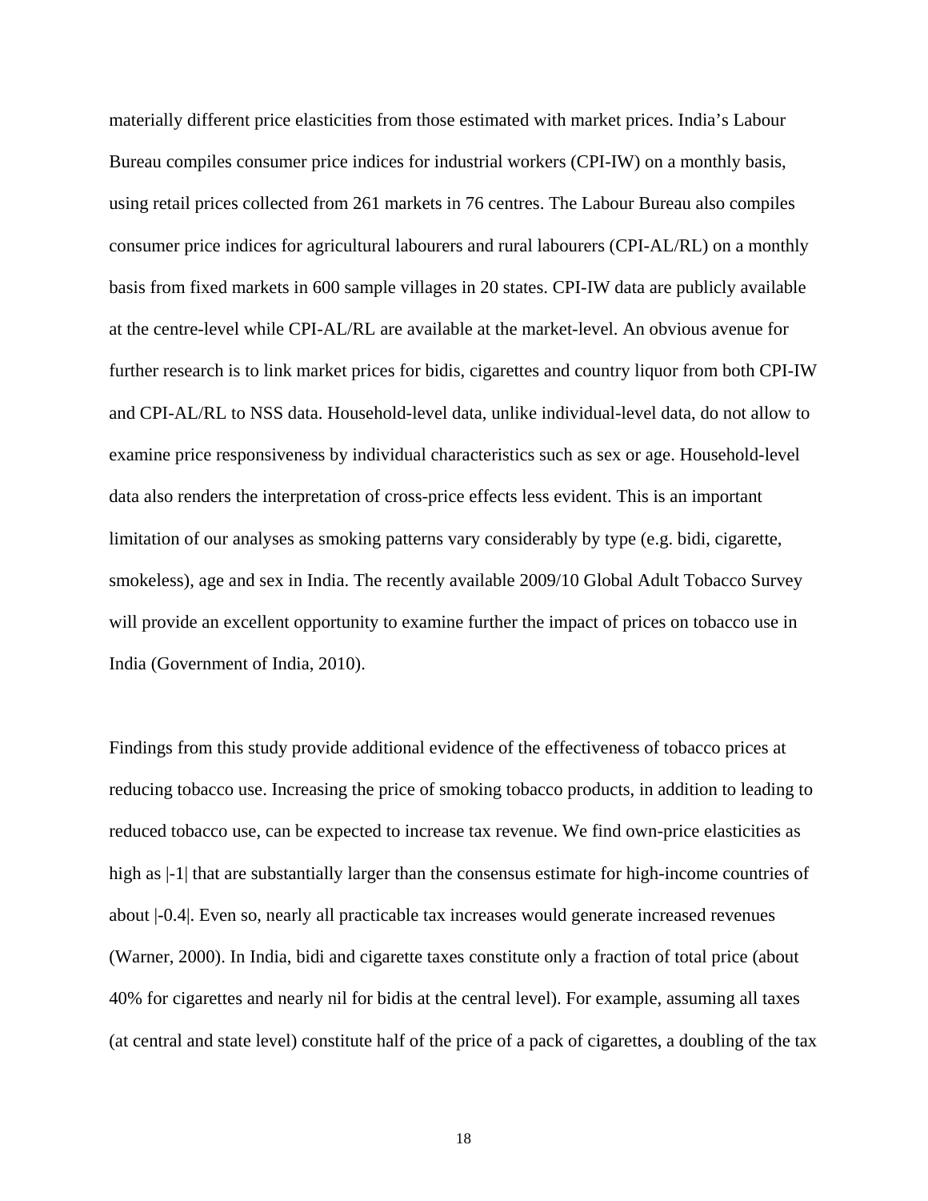materially different price elasticities from those estimated with market prices. India's Labour Bureau compiles consumer price indices for industrial workers (CPI-IW) on a monthly basis, using retail prices collected from 261 markets in 76 centres. The Labour Bureau also compiles consumer price indices for agricultural labourers and rural labourers (CPI-AL/RL) on a monthly basis from fixed markets in 600 sample villages in 20 states. CPI-IW data are publicly available at the centre-level while CPI-AL/RL are available at the market-level. An obvious avenue for further research is to link market prices for bidis, cigarettes and country liquor from both CPI-IW and CPI-AL/RL to NSS data. Household-level data, unlike individual-level data, do not allow to examine price responsiveness by individual characteristics such as sex or age. Household-level data also renders the interpretation of cross-price effects less evident. This is an important limitation of our analyses as smoking patterns vary considerably by type (e.g. bidi, cigarette, smokeless), age and sex in India. The recently available 2009/10 Global Adult Tobacco Survey will provide an excellent opportunity to examine further the impact of prices on tobacco use in India (Government of India, 2010).

Findings from this study provide additional evidence of the effectiveness of tobacco prices at reducing tobacco use. Increasing the price of smoking tobacco products, in addition to leading to reduced tobacco use, can be expected to increase tax revenue. We find own-price elasticities as high as |-1| that are substantially larger than the consensus estimate for high-income countries of about |-0.4|. Even so, nearly all practicable tax increases would generate increased revenues (Warner, 2000). In India, bidi and cigarette taxes constitute only a fraction of total price (about 40% for cigarettes and nearly nil for bidis at the central level). For example, assuming all taxes (at central and state level) constitute half of the price of a pack of cigarettes, a doubling of the tax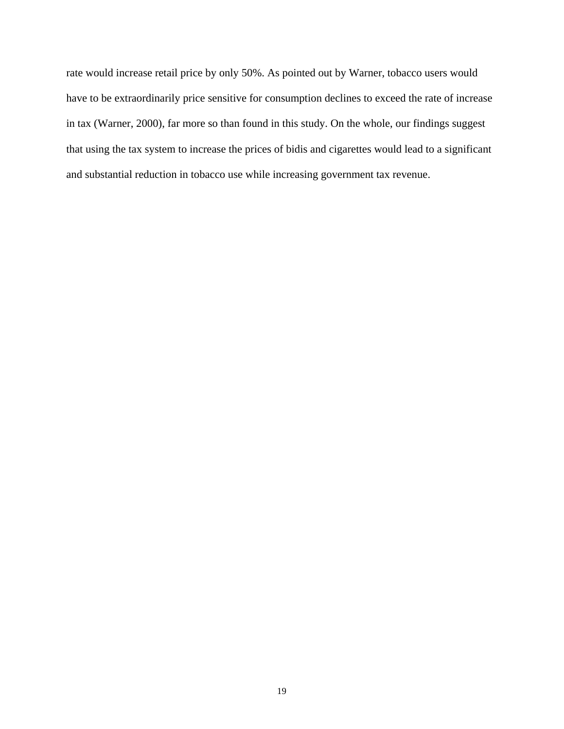rate would increase retail price by only 50%. As pointed out by Warner, tobacco users would have to be extraordinarily price sensitive for consumption declines to exceed the rate of increase in tax (Warner, 2000), far more so than found in this study. On the whole, our findings suggest that using the tax system to increase the prices of bidis and cigarettes would lead to a significant and substantial reduction in tobacco use while increasing government tax revenue.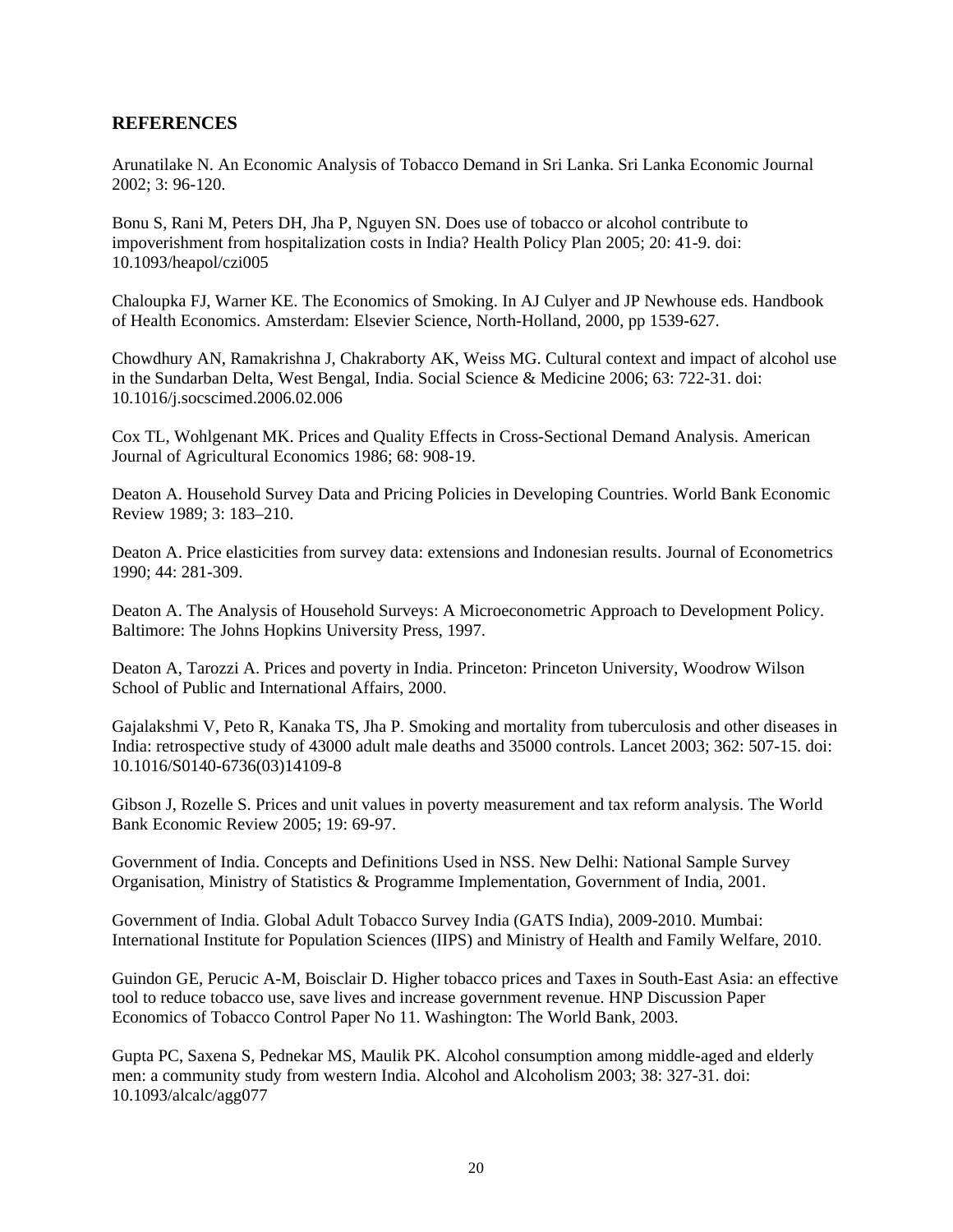## REFERENCES

Arunatilake N. An Economic Analysis of Tobacco Demand in Sri Lanka. Sri Lanka Economic Journal 2002; 3: 96-120.

Bonu S, Rani M, Peters DH, Jha P, Nguyen SN. Does use of tobacco or alcohol contribute to impoverishment from hospitalization costs in India? Health Policy Plan 2005; 20: 41-9. doi: 10.1093/heapol/czi005

Chaloupka FJ, Warner KE. The Economics of Smoking. In AJ Culyer and JP Newhouse eds. Handbook of Health Economics. Amsterdam: Elsevier Science, North-Holland, 2000, pp 1539-627.

Chowdhury AN, Ramakrishna J, Chakraborty AK, Weiss MG. Cultural context and impact of alcohol use in the Sundarban Delta, West Bengal, India. Social Science & Medicine 2006; 63: 722-31. doi: 10.1016/j.socscimed.2006.02.006

Cox TL, Wohlgenant MK. Prices and Quality Effects in Cross-Sectional Demand Analysis. American Journal of Agricultural Economics 1986; 68: 908-19.

Deaton A. Household Survey Data and Pricing Policies in Developing Countries. World Bank Economic Review 1989; 3: 183–210.

Deaton A. Price elasticities from survey data: extensions and Indonesian results. Journal of Econometrics 1990; 44: 281-309.

Deaton A. The Analysis of Household Surveys: A Microeconometric Approach to Development Policy. Baltimore: The Johns Hopkins University Press, 1997.

Deaton A, Tarozzi A. Prices and poverty in India. Princeton: Princeton University, Woodrow Wilson School of Public and International Affairs, 2000.

Gajalakshmi V, Peto R, Kanaka TS, Jha P. Smoking and mortality from tuberculosis and other diseases in India: retrospective study of 43000 adult male deaths and 35000 controls. Lancet 2003; 362: 507-15. doi: 10.1016/S0140-6736(03)14109-8

Gibson J, Rozelle S. Prices and unit values in poverty measurement and tax reform analysis. The World Bank Economic Review 2005; 19: 69-97.

Government of India. Concepts and Definitions Used in NSS. New Delhi: National Sample Survey Organisation, Ministry of Statistics & Programme Implementation, Government of India, 2001.

Government of India. Global Adult Tobacco Survey India (GATS India), 2009-2010. Mumbai: International Institute for Population Sciences (IIPS) and Ministry of Health and Family Welfare, 2010.

Guindon GE, Perucic A-M, Boisclair D. Higher tobacco prices and Taxes in South-East Asia: an effective tool to reduce tobacco use, save lives and increase government revenue. HNP Discussion Paper Economics of Tobacco Control Paper No 11. Washington: The World Bank, 2003.

Gupta PC, Saxena S, Pednekar MS, Maulik PK. Alcohol consumption among middle-aged and elderly men: a community study from western India. Alcohol and Alcoholism 2003; 38: 327-31. doi: 10.1093/alcalc/agg077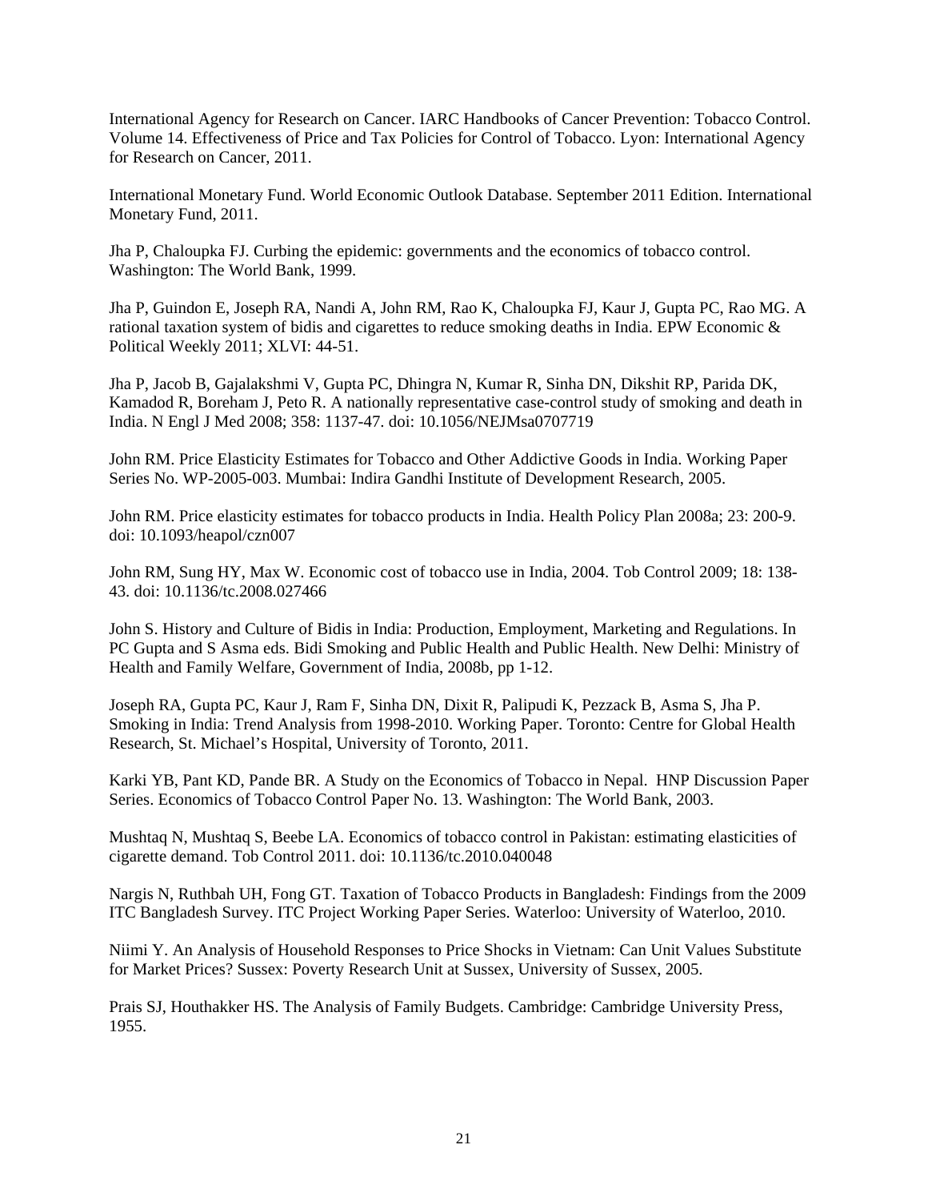International Agency for Research on Cancer. IARC Handbooks of Cancer Prevention: Tobacco Control. Volume 14. Effectiveness of Price and Tax Policies for Control of Tobacco. Lyon: International Agency for Research on Cancer, 2011.

International Monetary Fund. World Economic Outlook Database. September 2011 Edition. International Monetary Fund, 2011.

Jha P, Chaloupka FJ. Curbing the epidemic: governments and the economics of tobacco control. Washington: The World Bank, 1999.

Jha P, Guindon E, Joseph RA, Nandi A, John RM, Rao K, Chaloupka FJ, Kaur J, Gupta PC, Rao MG. A rational taxation system of bidis and cigarettes to reduce smoking deaths in India. EPW Economic & Political Weekly 2011; XLVI: 44-51.

Jha P, Jacob B, Gajalakshmi V, Gupta PC, Dhingra N, Kumar R, Sinha DN, Dikshit RP, Parida DK, Kamadod R, Boreham J, Peto R. A nationally representative case-control study of smoking and death in India. N Engl J Med 2008; 358: 1137-47. doi: 10.1056/NEJMsa0707719

John RM. Price Elasticity Estimates for Tobacco and Other Addictive Goods in India. Working Paper Series No. WP-2005-003. Mumbai: Indira Gandhi Institute of Development Research, 2005.

John RM. Price elasticity estimates for tobacco products in India. Health Policy Plan 2008a; 23: 200-9. doi: 10.1093/heapol/czn007

John RM, Sung HY, Max W. Economic cost of tobacco use in India, 2004. Tob Control 2009; 18: 138-43. doi: 10.1136/tc.2008.027466

John S. History and Culture of Bidis in India: Production, Employment, Marketing and Regulations. In PC Gupta and S Asma eds. Bidi Smoking and Public Health and Public Health. New Delhi: Ministry of Health and Family Welfare, Government of India, 2008b, pp 1-12.

Joseph RA, Gupta PC, Kaur J, Ram F, Sinha DN, Dixit R, Palipudi K, Pezzack B, Asma S, Jha P. Smoking in India: Trend Analysis from 1998-2010. Working Paper. Toronto: Centre for Global Health Research, St. Michael's Hospital, University of Toronto, 2011.

Karki YB, Pant KD, Pande BR. A Study on the Economics of Tobacco in Nepal. HNP Discussion Paper Series. Economics of Tobacco Control Paper No. 13. Washington: The World Bank, 2003.

Mushtaq N, Mushtaq S, Beebe LA. Economics of tobacco control in Pakistan: estimating elasticities of cigarette demand. Tob Control 2011. doi: 10.1136/tc.2010.040048

Nargis N, Ruthbah UH, Fong GT. Taxation of Tobacco Products in Bangladesh: Findings from the 2009 ITC Bangladesh Survey. ITC Project Working Paper Series. Waterloo: University of Waterloo, 2010.

Niimi Y. An Analysis of Household Responses to Price Shocks in Vietnam: Can Unit Values Substitute for Market Prices? Sussex: Poverty Research Unit at Sussex, University of Sussex, 2005.

Prais SJ, Houthakker HS. The Analysis of Family Budgets. Cambridge: Cambridge University Press, 1955.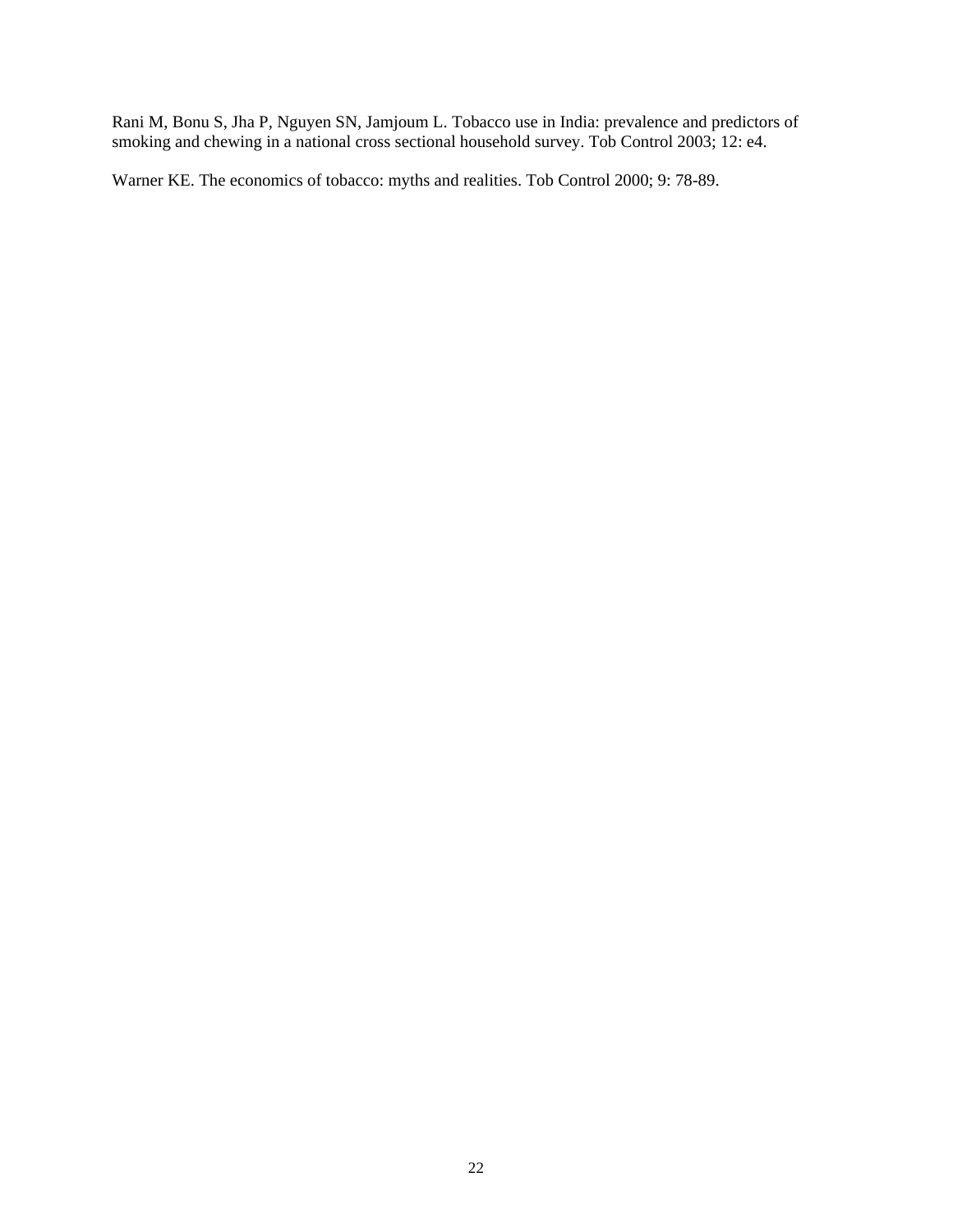Rani M, Bonu S, Jha P, Nguyen SN, Jamjoum L. Tobacco use in India: prevalence and predictors of smoking and chewing in a national cross sectional household survey. Tob Control 2003; 12: e4.

Warner KE. The economics of tobacco: myths and realities. Tob Control 2000; 9: 78-89.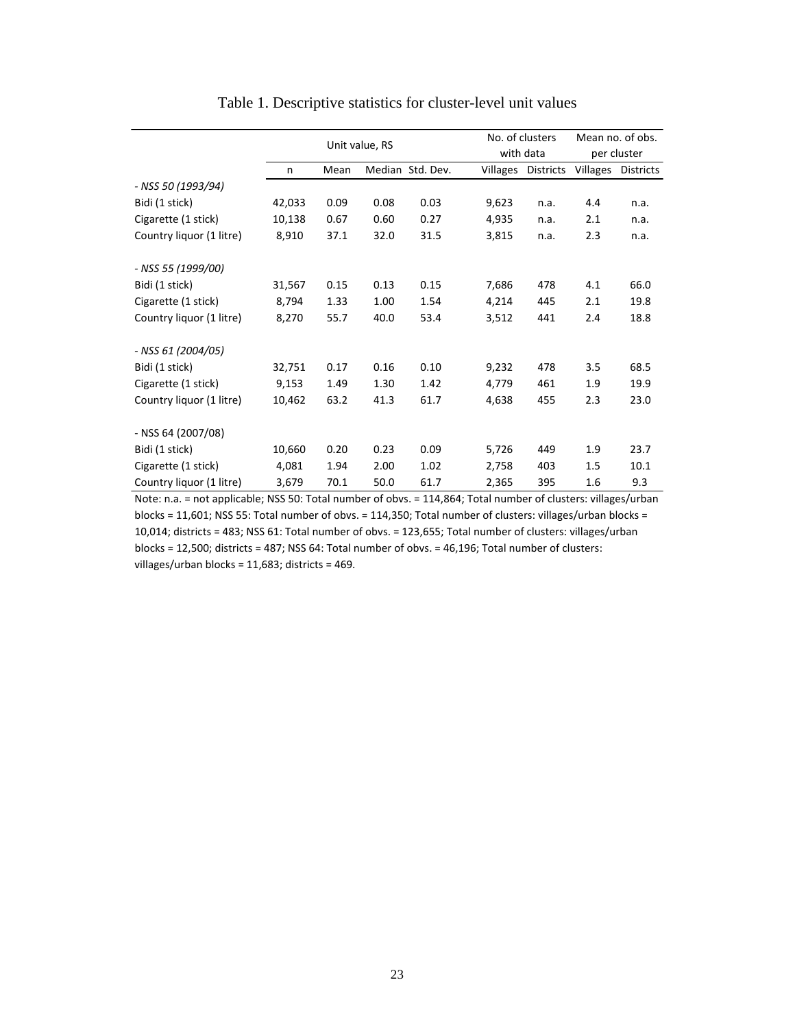# Table 1. Descriptive statistics for cluster-level unit values

| | Unit value, RS | | | | No. of clusters with data | | Mean no. of obs. per cluster | |
|---|---|---|---|---|---|---|---|---|
| | n | Mean | Median | Std. Dev. | Villages | Districts | Villages | Districts |
| *- NSS 50 (1993/94)* | | | | | | | | |
| Bidi (1 stick) | 42,033 | 0.09 | 0.08 | 0.03 | 9,623 | n.a. | 4.4 | n.a. |
| Cigarette (1 stick) | 10,138 | 0.67 | 0.60 | 0.27 | 4,935 | n.a. | 2.1 | n.a. |
| Country liquor (1 litre) | 8,910 | 37.1 | 32.0 | 31.5 | 3,815 | n.a. | 2.3 | n.a. |
| *- NSS 55 (1999/00)* | | | | | | | | |
| Bidi (1 stick) | 31,567 | 0.15 | 0.13 | 0.15 | 7,686 | 478 | 4.1 | 66.0 |
| Cigarette (1 stick) | 8,794 | 1.33 | 1.00 | 1.54 | 4,214 | 445 | 2.1 | 19.8 |
| Country liquor (1 litre) | 8,270 | 55.7 | 40.0 | 53.4 | 3,512 | 441 | 2.4 | 18.8 |
| *- NSS 61 (2004/05)* | | | | | | | | |
| Bidi (1 stick) | 32,751 | 0.17 | 0.16 | 0.10 | 9,232 | 478 | 3.5 | 68.5 |
| Cigarette (1 stick) | 9,153 | 1.49 | 1.30 | 1.42 | 4,779 | 461 | 1.9 | 19.9 |
| Country liquor (1 litre) | 10,462 | 63.2 | 41.3 | 61.7 | 4,638 | 455 | 2.3 | 23.0 |
| - NSS 64 (2007/08) | | | | | | | | |
| Bidi (1 stick) | 10,660 | 0.20 | 0.23 | 0.09 | 5,726 | 449 | 1.9 | 23.7 |
| Cigarette (1 stick) | 4,081 | 1.94 | 2.00 | 1.02 | 2,758 | 403 | 1.5 | 10.1 |
| Country liquor (1 litre) | 3,679 | 70.1 | 50.0 | 61.7 | 2,365 | 395 | 1.6 | 9.3 |

Note: n.a. = not applicable; NSS 50: Total number of obvs. = 114,864; Total number of clusters: villages/urban blocks = 11,601; NSS 55: Total number of obvs. = 114,350; Total number of clusters: villages/urban blocks = 10,014; districts = 483; NSS 61: Total number of obvs. = 123,655; Total number of clusters: villages/urban blocks = 12,500; districts = 487; NSS 64: Total number of obvs. = 46,196; Total number of clusters: villages/urban blocks = 11,683; districts = 469.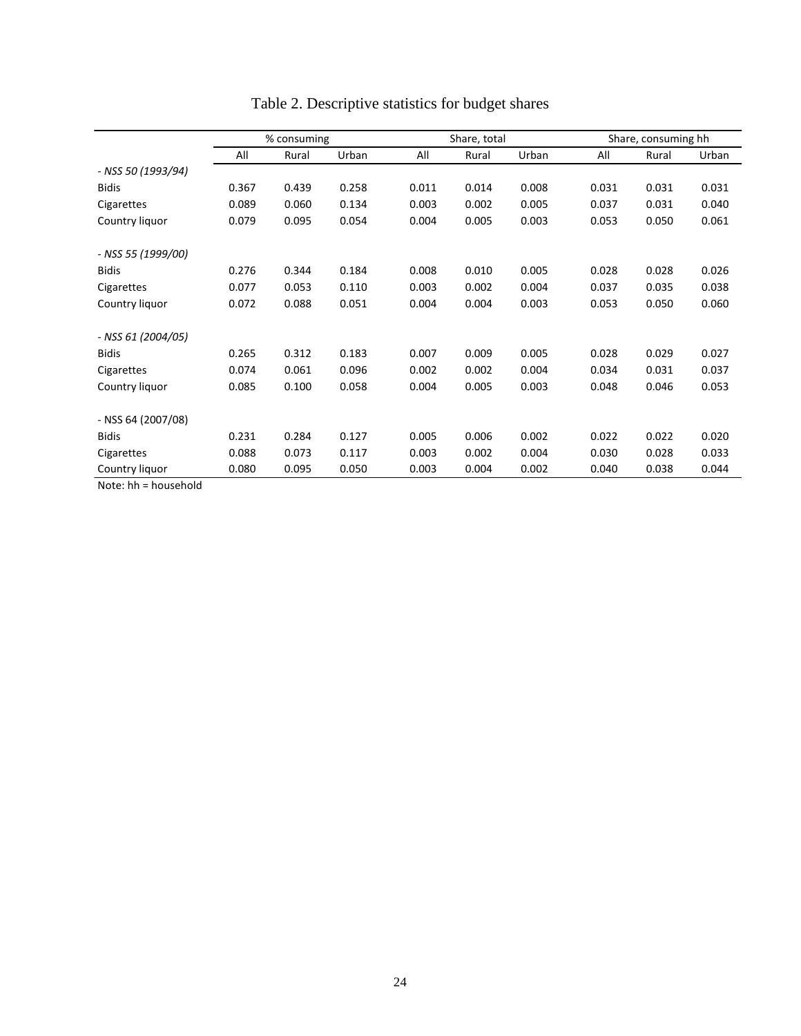# Table 2. Descriptive statistics for budget shares

| | % consuming | | | Share, total | | | Share, consuming hh | | |
|---|---|---|---|---|---|---|---|---|---|
| | All | Rural | Urban | All | Rural | Urban | All | Rural | Urban |
| *- NSS 50 (1993/94)* | | | | | | | | | |
| Bidis | 0.367 | 0.439 | 0.258 | 0.011 | 0.014 | 0.008 | 0.031 | 0.031 | 0.031 |
| Cigarettes | 0.089 | 0.060 | 0.134 | 0.003 | 0.002 | 0.005 | 0.037 | 0.031 | 0.040 |
| Country liquor | 0.079 | 0.095 | 0.054 | 0.004 | 0.005 | 0.003 | 0.053 | 0.050 | 0.061 |
| *- NSS 55 (1999/00)* | | | | | | | | | |
| Bidis | 0.276 | 0.344 | 0.184 | 0.008 | 0.010 | 0.005 | 0.028 | 0.028 | 0.026 |
| Cigarettes | 0.077 | 0.053 | 0.110 | 0.003 | 0.002 | 0.004 | 0.037 | 0.035 | 0.038 |
| Country liquor | 0.072 | 0.088 | 0.051 | 0.004 | 0.004 | 0.003 | 0.053 | 0.050 | 0.060 |
| *- NSS 61 (2004/05)* | | | | | | | | | |
| Bidis | 0.265 | 0.312 | 0.183 | 0.007 | 0.009 | 0.005 | 0.028 | 0.029 | 0.027 |
| Cigarettes | 0.074 | 0.061 | 0.096 | 0.002 | 0.002 | 0.004 | 0.034 | 0.031 | 0.037 |
| Country liquor | 0.085 | 0.100 | 0.058 | 0.004 | 0.005 | 0.003 | 0.048 | 0.046 | 0.053 |
| - NSS 64 (2007/08) | | | | | | | | | |
| Bidis | 0.231 | 0.284 | 0.127 | 0.005 | 0.006 | 0.002 | 0.022 | 0.022 | 0.020 |
| Cigarettes | 0.088 | 0.073 | 0.117 | 0.003 | 0.002 | 0.004 | 0.030 | 0.028 | 0.033 |
| Country liquor | 0.080 | 0.095 | 0.050 | 0.003 | 0.004 | 0.002 | 0.040 | 0.038 | 0.044 |

Note: hh = household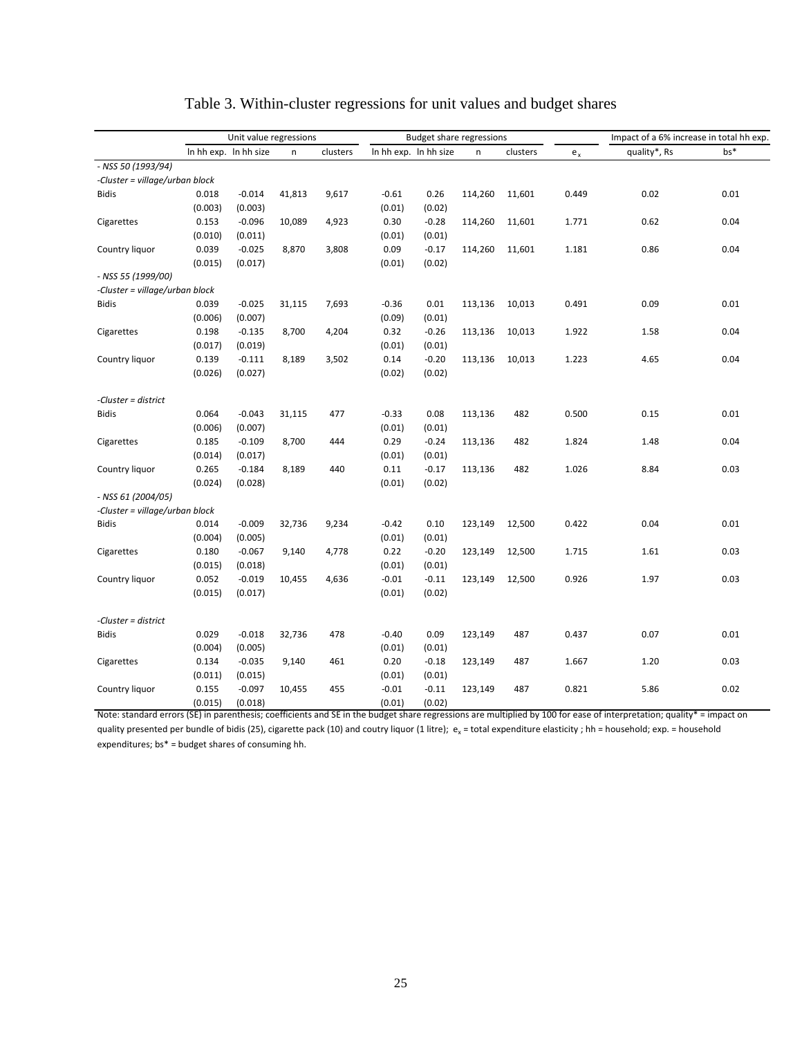# Table 3. Within-cluster regressions for unit values and budget shares

| | Unit value regressions | | | | Budget share regressions | | | | | Impact of a 6% increase in total hh exp. | |
|---|---|---|---|---|---|---|---|---|---|---|---|
| | ln hh exp. | ln hh size | n | clusters | ln hh exp. | ln hh size | n | clusters | $e_x$ | quality*, Rs | bs* |
| *- NSS 50 (1993/94)* | | | | | | | | | | | |
| *-Cluster = village/urban block* | | | | | | | | | | | |
| Bidis | 0.018 | -0.014 | 41,813 | 9,617 | -0.61 | 0.26 | 114,260 | 11,601 | 0.449 | 0.02 | 0.01 |
| | (0.003) | (0.003) | | | (0.01) | (0.02) | | | | | |
| Cigarettes | 0.153 | -0.096 | 10,089 | 4,923 | 0.30 | -0.28 | 114,260 | 11,601 | 1.771 | 0.62 | 0.04 |
| | (0.010) | (0.011) | | | (0.01) | (0.01) | | | | | |
| Country liquor | 0.039 | -0.025 | 8,870 | 3,808 | 0.09 | -0.17 | 114,260 | 11,601 | 1.181 | 0.86 | 0.04 |
| | (0.015) | (0.017) | | | (0.01) | (0.02) | | | | | |
| *- NSS 55 (1999/00)* | | | | | | | | | | | |
| *-Cluster = village/urban block* | | | | | | | | | | | |
| Bidis | 0.039 | -0.025 | 31,115 | 7,693 | -0.36 | 0.01 | 113,136 | 10,013 | 0.491 | 0.09 | 0.01 |
| | (0.006) | (0.007) | | | (0.09) | (0.01) | | | | | |
| Cigarettes | 0.198 | -0.135 | 8,700 | 4,204 | 0.32 | -0.26 | 113,136 | 10,013 | 1.922 | 1.58 | 0.04 |
| | (0.017) | (0.019) | | | (0.01) | (0.01) | | | | | |
| Country liquor | 0.139 | -0.111 | 8,189 | 3,502 | 0.14 | -0.20 | 113,136 | 10,013 | 1.223 | 4.65 | 0.04 |
| | (0.026) | (0.027) | | | (0.02) | (0.02) | | | | | |
| *-Cluster = district* | | | | | | | | | | | |
| Bidis | 0.064 | -0.043 | 31,115 | 477 | -0.33 | 0.08 | 113,136 | 482 | 0.500 | 0.15 | 0.01 |
| | (0.006) | (0.007) | | | (0.01) | (0.01) | | | | | |
| Cigarettes | 0.185 | -0.109 | 8,700 | 444 | 0.29 | -0.24 | 113,136 | 482 | 1.824 | 1.48 | 0.04 |
| | (0.014) | (0.017) | | | (0.01) | (0.01) | | | | | |
| Country liquor | 0.265 | -0.184 | 8,189 | 440 | 0.11 | -0.17 | 113,136 | 482 | 1.026 | 8.84 | 0.03 |
| | (0.024) | (0.028) | | | (0.01) | (0.02) | | | | | |
| *- NSS 61 (2004/05)* | | | | | | | | | | | |
| *-Cluster = village/urban block* | | | | | | | | | | | |
| Bidis | 0.014 | -0.009 | 32,736 | 9,234 | -0.42 | 0.10 | 123,149 | 12,500 | 0.422 | 0.04 | 0.01 |
| | (0.004) | (0.005) | | | (0.01) | (0.01) | | | | | |
| Cigarettes | 0.180 | -0.067 | 9,140 | 4,778 | 0.22 | -0.20 | 123,149 | 12,500 | 1.715 | 1.61 | 0.03 |
| | (0.015) | (0.018) | | | (0.01) | (0.01) | | | | | |
| Country liquor | 0.052 | -0.019 | 10,455 | 4,636 | -0.01 | -0.11 | 123,149 | 12,500 | 0.926 | 1.97 | 0.03 |
| | (0.015) | (0.017) | | | (0.01) | (0.02) | | | | | |
| *-Cluster = district* | | | | | | | | | | | |
| Bidis | 0.029 | -0.018 | 32,736 | 478 | -0.40 | 0.09 | 123,149 | 487 | 0.437 | 0.07 | 0.01 |
| | (0.004) | (0.005) | | | (0.01) | (0.01) | | | | | |
| Cigarettes | 0.134 | -0.035 | 9,140 | 461 | 0.20 | -0.18 | 123,149 | 487 | 1.667 | 1.20 | 0.03 |
| | (0.011) | (0.015) | | | (0.01) | (0.01) | | | | | |
| Country liquor | 0.155 | -0.097 | 10,455 | 455 | -0.01 | -0.11 | 123,149 | 487 | 0.821 | 5.86 | 0.02 |
| | (0.015) | (0.018) | | | (0.01) | (0.02) | | | | | |

Note: standard errors (SE) in parenthesis; coefficients and SE in the budget share regressions are multiplied by 100 for ease of interpretation; quality* = impact on quality presented per bundle of bidis (25), cigarette pack (10) and coutry liquor (1 litre); $e_x$ = total expenditure elasticity ; hh = household; exp. = household expenditures; bs* = budget shares of consuming hh.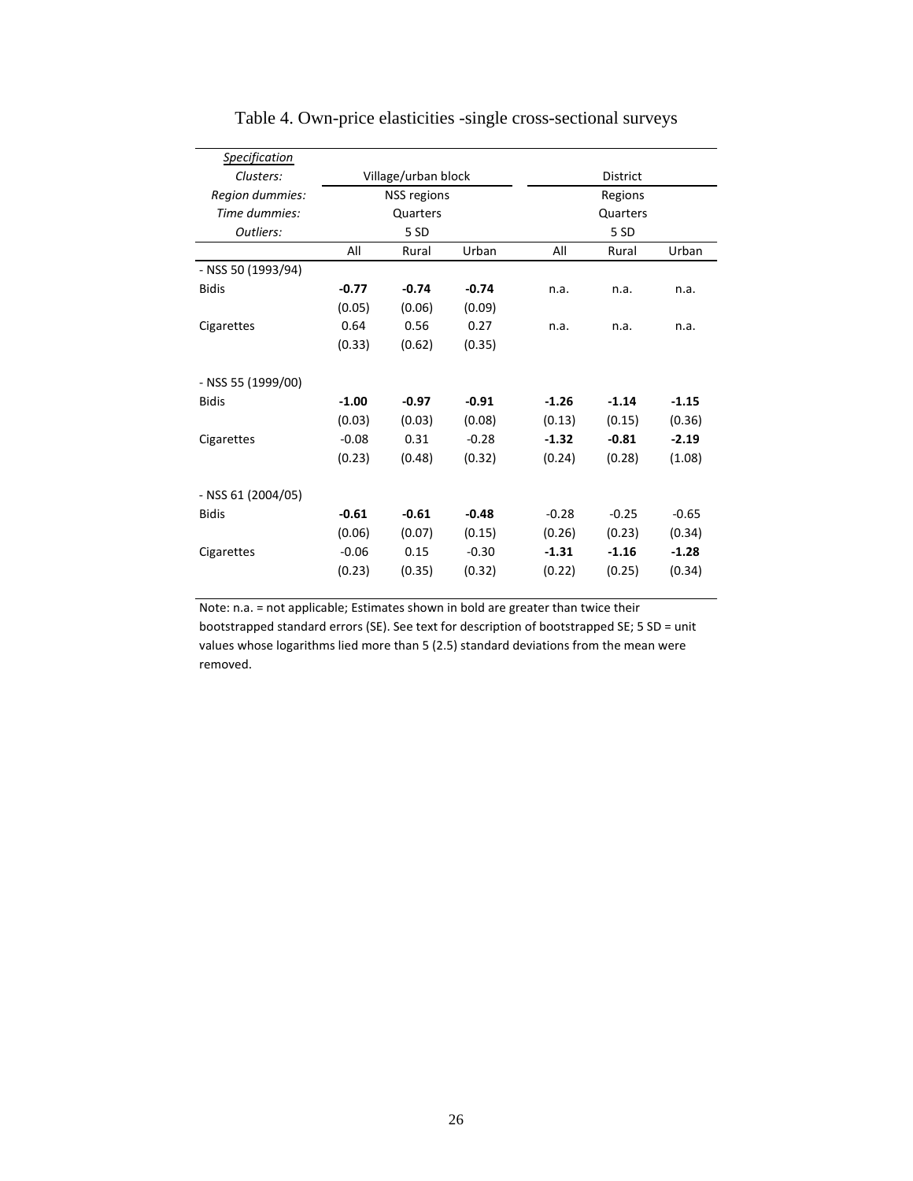# Table 4. Own-price elasticities -single cross-sectional surveys

| *Specification* | | | | | | |
|---|---|---|---|---|---|---|
| *Clusters:* | Village/urban block | | | District | | |
| *Region dummies:* | NSS regions | | | Regions | | |
| *Time dummies:* | Quarters | | | Quarters | | |
| *Outliers:* | 5 SD | | | 5 SD | | |
| | All | Rural | Urban | All | Rural | Urban |
| - NSS 50 (1993/94) | | | | | | |
| Bidis | **-0.77** | **-0.74** | **-0.74** | n.a. | n.a. | n.a. |
| | (0.05) | (0.06) | (0.09) | | | |
| Cigarettes | 0.64 | 0.56 | 0.27 | n.a. | n.a. | n.a. |
| | (0.33) | (0.62) | (0.35) | | | |
| - NSS 55 (1999/00) | | | | | | |
| Bidis | **-1.00** | **-0.97** | **-0.91** | **-1.26** | **-1.14** | **-1.15** |
| | (0.03) | (0.03) | (0.08) | (0.13) | (0.15) | (0.36) |
| Cigarettes | -0.08 | 0.31 | -0.28 | **-1.32** | **-0.81** | **-2.19** |
| | (0.23) | (0.48) | (0.32) | (0.24) | (0.28) | (1.08) |
| - NSS 61 (2004/05) | | | | | | |
| Bidis | **-0.61** | **-0.61** | **-0.48** | -0.28 | -0.25 | -0.65 |
| | (0.06) | (0.07) | (0.15) | (0.26) | (0.23) | (0.34) |
| Cigarettes | -0.06 | 0.15 | -0.30 | **-1.31** | **-1.16** | **-1.28** |
| | (0.23) | (0.35) | (0.32) | (0.22) | (0.25) | (0.34) |

Note: n.a. = not applicable; Estimates shown in bold are greater than twice their bootstrapped standard errors (SE). See text for description of bootstrapped SE; 5 SD = unit values whose logarithms lied more than 5 (2.5) standard deviations from the mean were removed.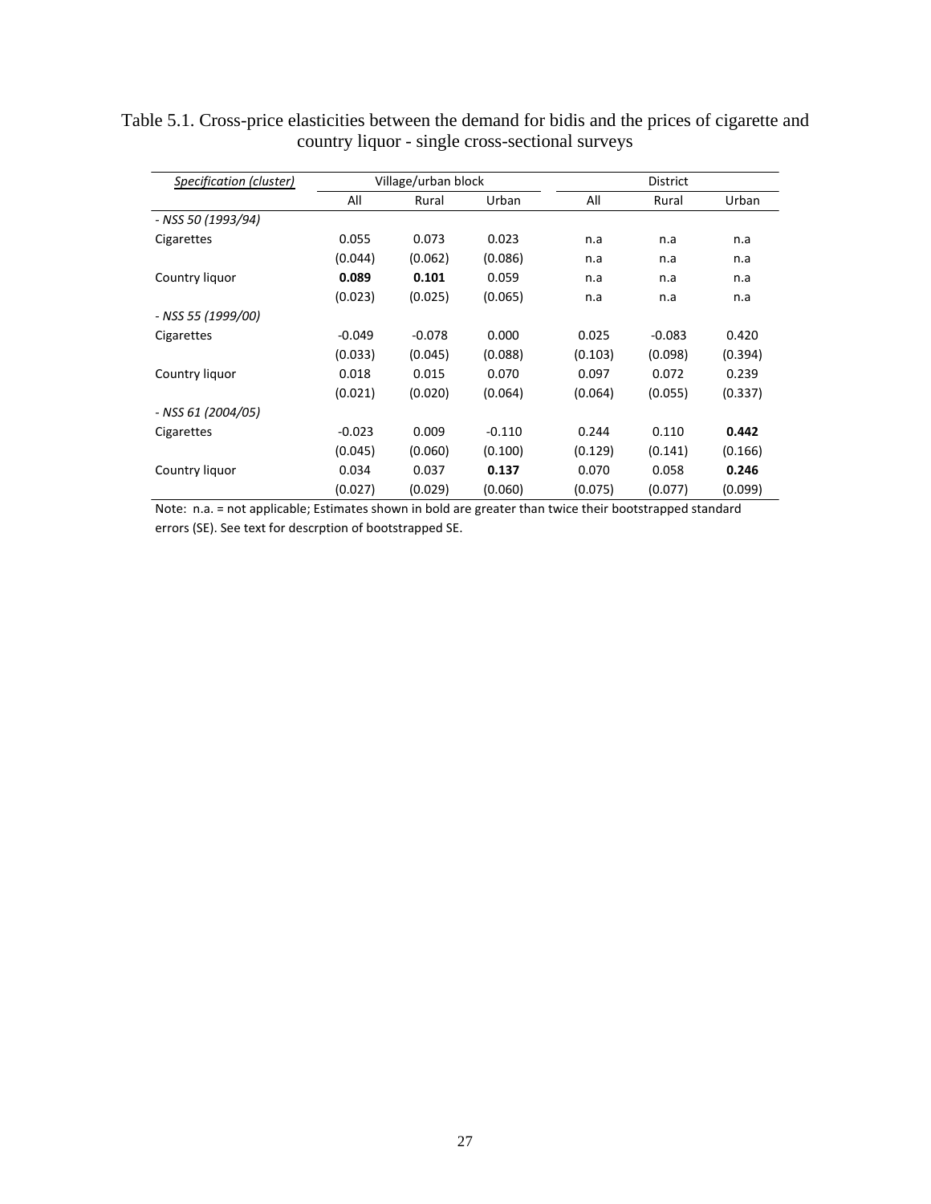Table 5.1. Cross-price elasticities between the demand for bidis and the prices of cigarette and country liquor - single cross-sectional surveys

| *Specification (cluster)* | Village/urban block | | | District | | |
|---|---|---|---|---|---|---|
| | All | Rural | Urban | All | Rural | Urban |
| *- NSS 50 (1993/94)* | | | | | | |
| Cigarettes | 0.055 | 0.073 | 0.023 | n.a | n.a | n.a |
| | (0.044) | (0.062) | (0.086) | n.a | n.a | n.a |
| Country liquor | **0.089** | **0.101** | 0.059 | n.a | n.a | n.a |
| | (0.023) | (0.025) | (0.065) | n.a | n.a | n.a |
| *- NSS 55 (1999/00)* | | | | | | |
| Cigarettes | -0.049 | -0.078 | 0.000 | 0.025 | -0.083 | 0.420 |
| | (0.033) | (0.045) | (0.088) | (0.103) | (0.098) | (0.394) |
| Country liquor | 0.018 | 0.015 | 0.070 | 0.097 | 0.072 | 0.239 |
| | (0.021) | (0.020) | (0.064) | (0.064) | (0.055) | (0.337) |
| *- NSS 61 (2004/05)* | | | | | | |
| Cigarettes | -0.023 | 0.009 | -0.110 | 0.244 | 0.110 | **0.442** |
| | (0.045) | (0.060) | (0.100) | (0.129) | (0.141) | (0.166) |
| Country liquor | 0.034 | 0.037 | **0.137** | 0.070 | 0.058 | **0.246** |
| | (0.027) | (0.029) | (0.060) | (0.075) | (0.077) | (0.099) |

Note: n.a. = not applicable; Estimates shown in bold are greater than twice their bootstrapped standard errors (SE). See text for descrption of bootstrapped SE.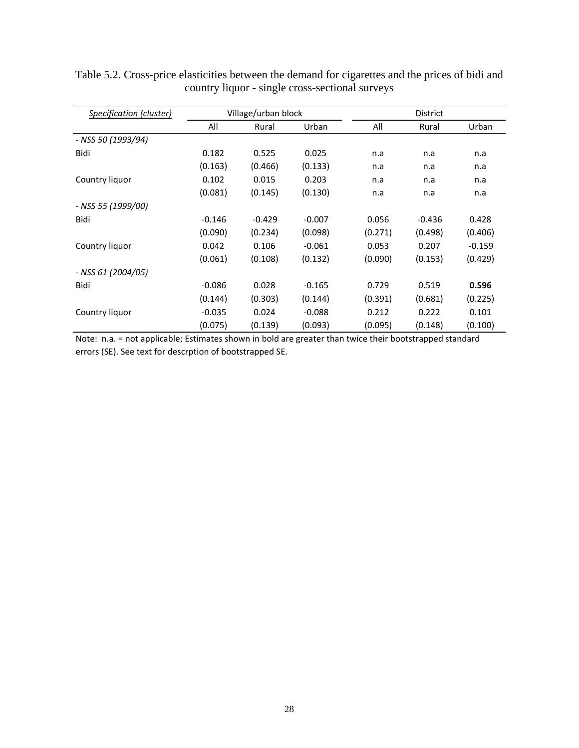Table 5.2. Cross-price elasticities between the demand for cigarettes and the prices of bidi and country liquor - single cross-sectional surveys

| *Specification (cluster)* | Village/urban block | | | District | | |
|---|---|---|---|---|---|---|
| | All | Rural | Urban | All | Rural | Urban |
| *- NSS 50 (1993/94)* | | | | | | |
| Bidi | 0.182 | 0.525 | 0.025 | n.a | n.a | n.a |
| | (0.163) | (0.466) | (0.133) | n.a | n.a | n.a |
| Country liquor | 0.102 | 0.015 | 0.203 | n.a | n.a | n.a |
| | (0.081) | (0.145) | (0.130) | n.a | n.a | n.a |
| *- NSS 55 (1999/00)* | | | | | | |
| Bidi | -0.146 | -0.429 | -0.007 | 0.056 | -0.436 | 0.428 |
| | (0.090) | (0.234) | (0.098) | (0.271) | (0.498) | (0.406) |
| Country liquor | 0.042 | 0.106 | -0.061 | 0.053 | 0.207 | -0.159 |
| | (0.061) | (0.108) | (0.132) | (0.090) | (0.153) | (0.429) |
| *- NSS 61 (2004/05)* | | | | | | |
| Bidi | -0.086 | 0.028 | -0.165 | 0.729 | 0.519 | **0.596** |
| | (0.144) | (0.303) | (0.144) | (0.391) | (0.681) | (0.225) |
| Country liquor | -0.035 | 0.024 | -0.088 | 0.212 | 0.222 | 0.101 |
| | (0.075) | (0.139) | (0.093) | (0.095) | (0.148) | (0.100) |

Note: n.a. = not applicable; Estimates shown in bold are greater than twice their bootstrapped standard errors (SE). See text for descrption of bootstrapped SE.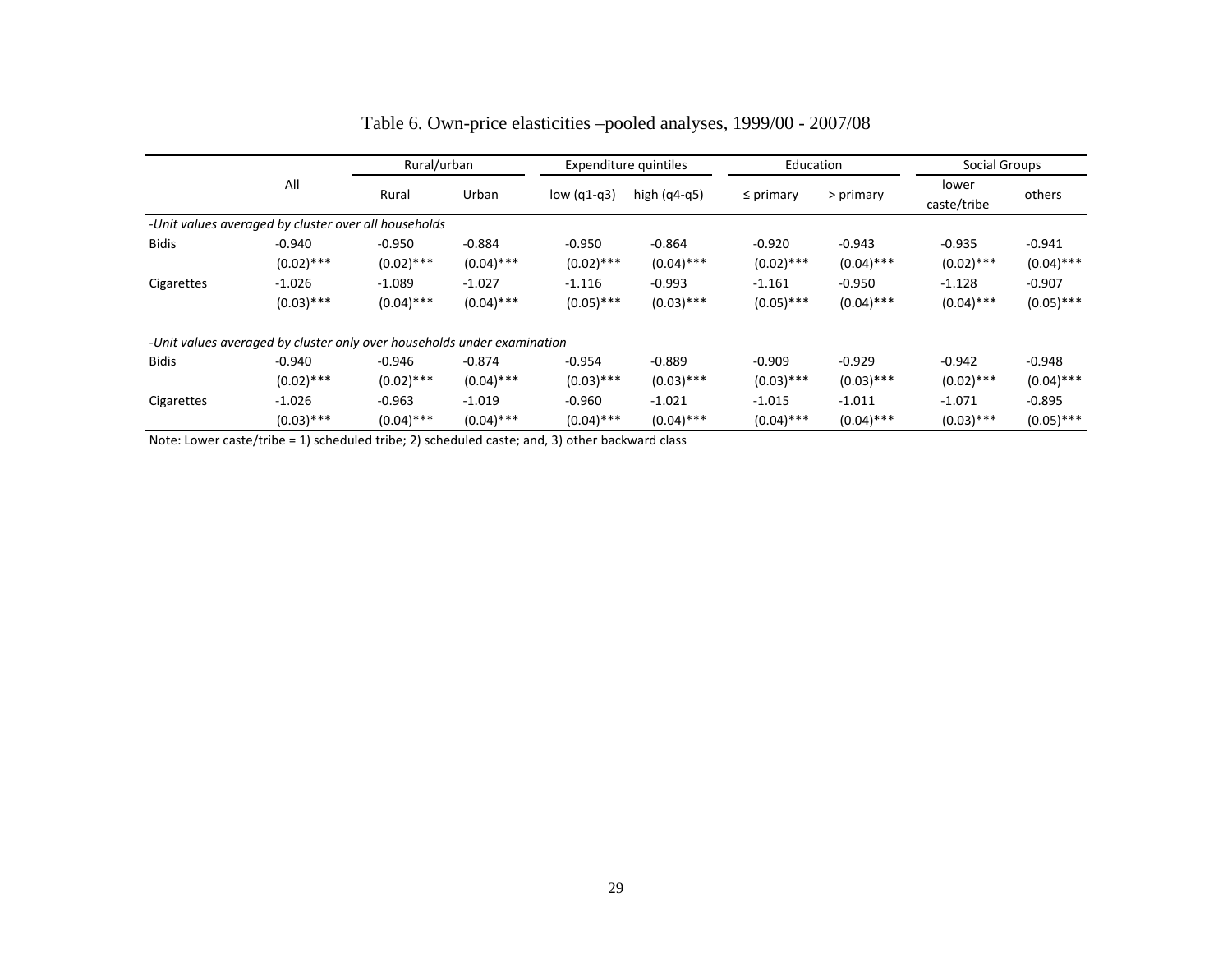# Table 6. Own-price elasticities –pooled analyses, 1999/00 - 2007/08

| | All | Rural/urban | | Expenditure quintiles | | Education | | Social Groups | |
|---|---|---|---|---|---|---|---|---|---|
| | | Rural | Urban | low (q1-q3) | high (q4-q5) | ≤ primary | > primary | lower caste/tribe | others |
| *-Unit values averaged by cluster over all households* | | | | | | | | | |
| Bidis | -0.940 | -0.950 | -0.884 | -0.950 | -0.864 | -0.920 | -0.943 | -0.935 | -0.941 |
| | (0.02)*** | (0.02)*** | (0.04)*** | (0.02)*** | (0.04)*** | (0.02)*** | (0.04)*** | (0.02)*** | (0.04)*** |
| Cigarettes | -1.026 | -1.089 | -1.027 | -1.116 | -0.993 | -1.161 | -0.950 | -1.128 | -0.907 |
| | (0.03)*** | (0.04)*** | (0.04)*** | (0.05)*** | (0.03)*** | (0.05)*** | (0.04)*** | (0.04)*** | (0.05)*** |
| *-Unit values averaged by cluster only over households under examination* | | | | | | | | | |
| Bidis | -0.940 | -0.946 | -0.874 | -0.954 | -0.889 | -0.909 | -0.929 | -0.942 | -0.948 |
| | (0.02)*** | (0.02)*** | (0.04)*** | (0.03)*** | (0.03)*** | (0.03)*** | (0.03)*** | (0.02)*** | (0.04)*** |
| Cigarettes | -1.026 | -0.963 | -1.019 | -0.960 | -1.021 | -1.015 | -1.011 | -1.071 | -0.895 |
| | (0.03)*** | (0.04)*** | (0.04)*** | (0.04)*** | (0.04)*** | (0.04)*** | (0.04)*** | (0.03)*** | (0.05)*** |

Note: Lower caste/tribe = 1) scheduled tribe; 2) scheduled caste; and, 3) other backward class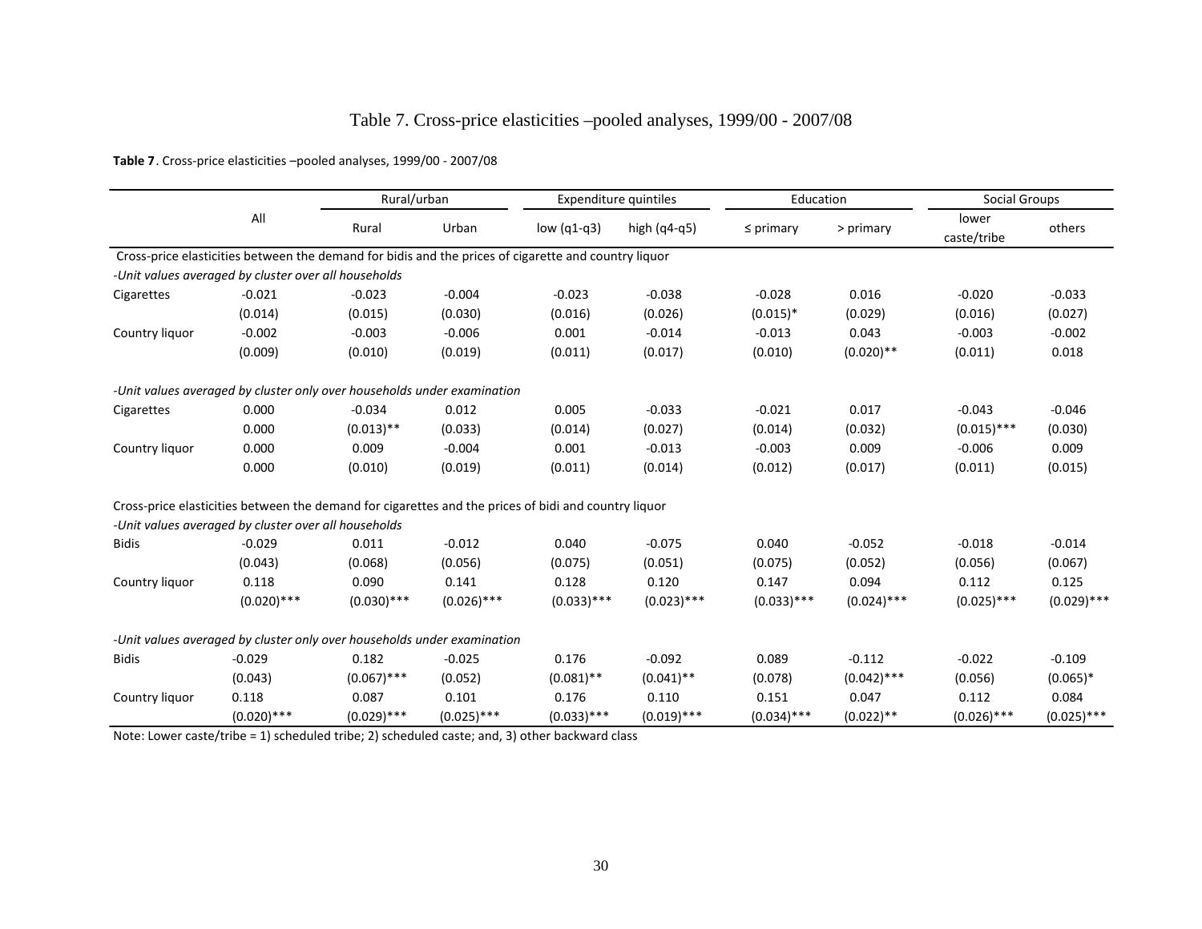# Table 7. Cross-price elasticities –pooled analyses, 1999/00 - 2007/08

**Table 7**. Cross-price elasticities –pooled analyses, 1999/00 - 2007/08

| | All | Rural/urban | | Expenditure quintiles | | Education | | Social Groups | |
|---|---|---|---|---|---|---|---|---|---|
| | | Rural | Urban | low (q1-q3) | high (q4-q5) | ≤ primary | > primary | lower caste/tribe | others |
| Cross-price elasticities between the demand for bidis and the prices of cigarette and country liquor | | | | | | | | | |
| *-Unit values averaged by cluster over all households* | | | | | | | | | |
| Cigarettes | -0.021 | -0.023 | -0.004 | -0.023 | -0.038 | -0.028 | 0.016 | -0.020 | -0.033 |
| | (0.014) | (0.015) | (0.030) | (0.016) | (0.026) | (0.015)* | (0.029) | (0.016) | (0.027) |
| Country liquor | -0.002 | -0.003 | -0.006 | 0.001 | -0.014 | -0.013 | 0.043 | -0.003 | -0.002 |
| | (0.009) | (0.010) | (0.019) | (0.011) | (0.017) | (0.010) | (0.020)** | (0.011) | 0.018 |
| *-Unit values averaged by cluster only over households under examination* | | | | | | | | | |
| Cigarettes | 0.000 | -0.034 | 0.012 | 0.005 | -0.033 | -0.021 | 0.017 | -0.043 | -0.046 |
| | 0.000 | (0.013)** | (0.033) | (0.014) | (0.027) | (0.014) | (0.032) | (0.015)*** | (0.030) |
| Country liquor | 0.000 | 0.009 | -0.004 | 0.001 | -0.013 | -0.003 | 0.009 | -0.006 | 0.009 |
| | 0.000 | (0.010) | (0.019) | (0.011) | (0.014) | (0.012) | (0.017) | (0.011) | (0.015) |
| Cross-price elasticities between the demand for cigarettes and the prices of bidi and country liquor | | | | | | | | | |
| *-Unit values averaged by cluster over all households* | | | | | | | | | |
| Bidis | -0.029 | 0.011 | -0.012 | 0.040 | -0.075 | 0.040 | -0.052 | -0.018 | -0.014 |
| | (0.043) | (0.068) | (0.056) | (0.075) | (0.051) | (0.075) | (0.052) | (0.056) | (0.067) |
| Country liquor | 0.118 | 0.090 | 0.141 | 0.128 | 0.120 | 0.147 | 0.094 | 0.112 | 0.125 |
| | (0.020)*** | (0.030)*** | (0.026)*** | (0.033)*** | (0.023)*** | (0.033)*** | (0.024)*** | (0.025)*** | (0.029)*** |
| *-Unit values averaged by cluster only over households under examination* | | | | | | | | | |
| Bidis | -0.029 | 0.182 | -0.025 | 0.176 | -0.092 | 0.089 | -0.112 | -0.022 | -0.109 |
| | (0.043) | (0.067)*** | (0.052) | (0.081)** | (0.041)** | (0.078) | (0.042)*** | (0.056) | (0.065)* |
| Country liquor | 0.118 | 0.087 | 0.101 | 0.176 | 0.110 | 0.151 | 0.047 | 0.112 | 0.084 |
| | (0.020)*** | (0.029)*** | (0.025)*** | (0.033)*** | (0.019)*** | (0.034)*** | (0.022)** | (0.026)*** | (0.025)*** |

Note: Lower caste/tribe = 1) scheduled tribe; 2) scheduled caste; and, 3) other backward class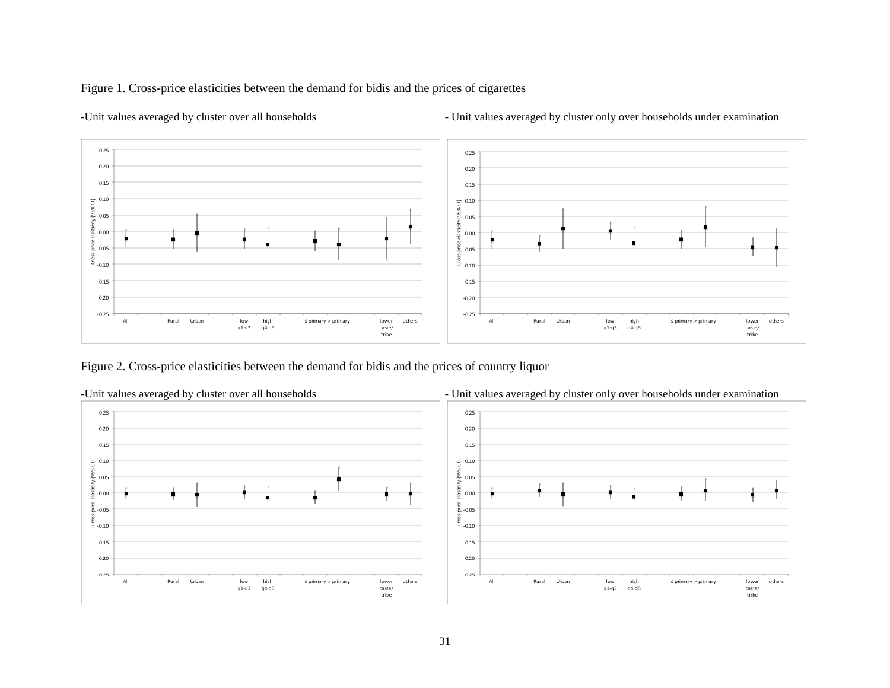Figure 1. Cross-price elasticities between the demand for bidis and the prices of cigarettes

-Unit values averaged by cluster over all households

- Unit values averaged by cluster only over households under examination

Figure 2. Cross-price elasticities between the demand for bidis and the prices of country liquor

-Unit values averaged by cluster over all households

- Unit values averaged by cluster only over households under examination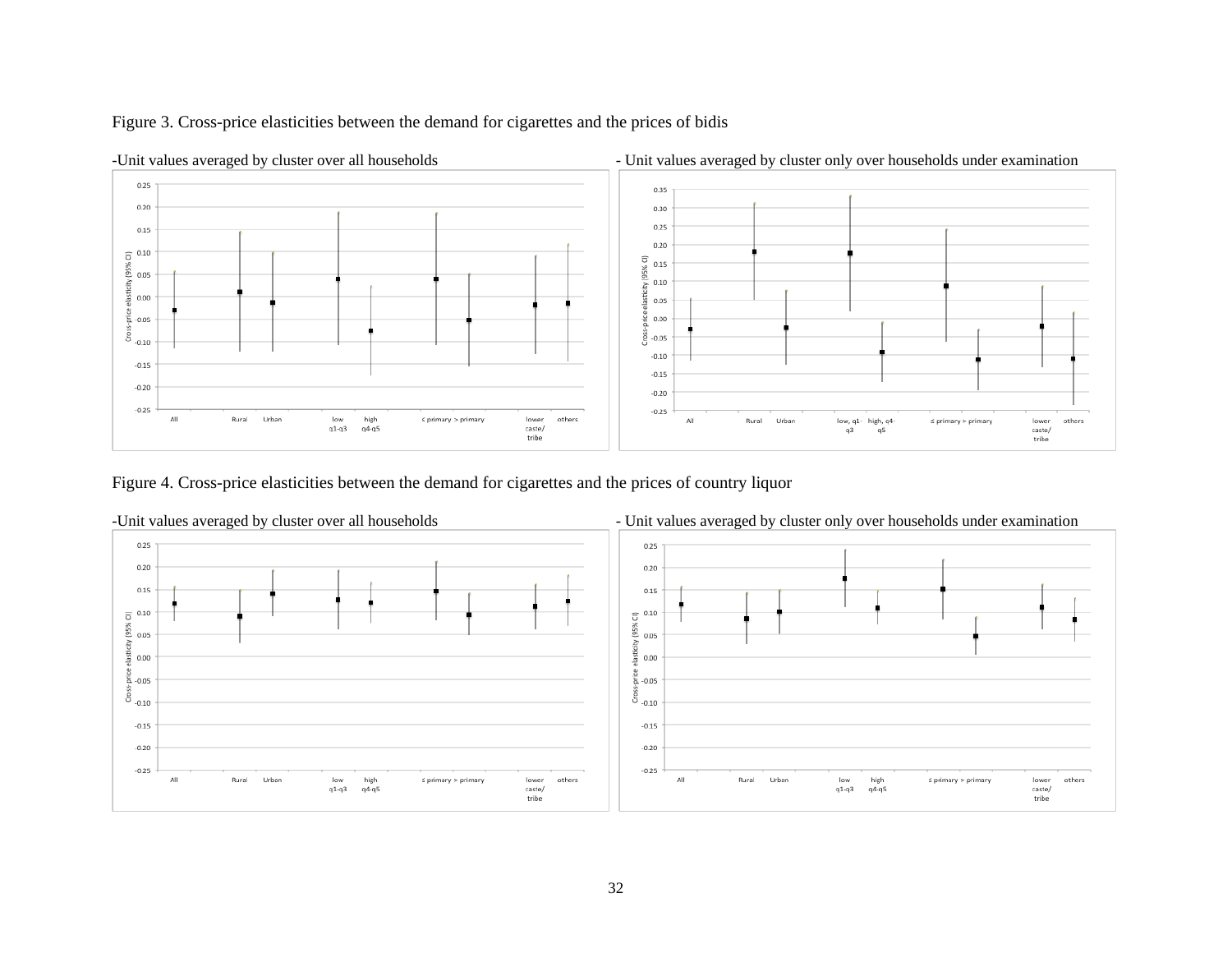Figure 3. Cross-price elasticities between the demand for cigarettes and the prices of bidis

-Unit values averaged by cluster over all households

- Unit values averaged by cluster only over households under examination

Figure 4. Cross-price elasticities between the demand for cigarettes and the prices of country liquor

-Unit values averaged by cluster over all households

- Unit values averaged by cluster only over households under examination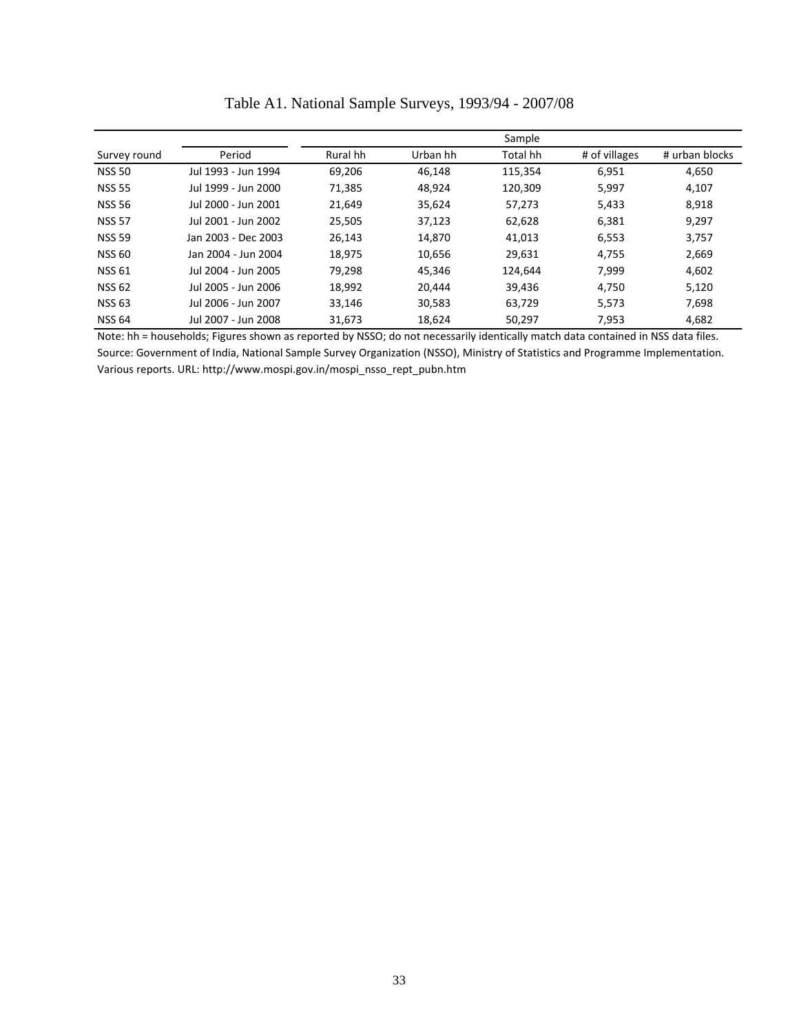Table A1. National Sample Surveys, 1993/94 - 2007/08

| Survey round | Period | Sample | | | | |
|---|---|---|---|---|---|---|
| | | Rural hh | Urban hh | Total hh | # of villages | # urban blocks |
| NSS 50 | Jul 1993 - Jun 1994 | 69,206 | 46,148 | 115,354 | 6,951 | 4,650 |
| NSS 55 | Jul 1999 - Jun 2000 | 71,385 | 48,924 | 120,309 | 5,997 | 4,107 |
| NSS 56 | Jul 2000 - Jun 2001 | 21,649 | 35,624 | 57,273 | 5,433 | 8,918 |
| NSS 57 | Jul 2001 - Jun 2002 | 25,505 | 37,123 | 62,628 | 6,381 | 9,297 |
| NSS 59 | Jan 2003 - Dec 2003 | 26,143 | 14,870 | 41,013 | 6,553 | 3,757 |
| NSS 60 | Jan 2004 - Jun 2004 | 18,975 | 10,656 | 29,631 | 4,755 | 2,669 |
| NSS 61 | Jul 2004 - Jun 2005 | 79,298 | 45,346 | 124,644 | 7,999 | 4,602 |
| NSS 62 | Jul 2005 - Jun 2006 | 18,992 | 20,444 | 39,436 | 4,750 | 5,120 |
| NSS 63 | Jul 2006 - Jun 2007 | 33,146 | 30,583 | 63,729 | 5,573 | 7,698 |
| NSS 64 | Jul 2007 - Jun 2008 | 31,673 | 18,624 | 50,297 | 7,953 | 4,682 |

Note: hh = households; Figures shown as reported by NSSO; do not necessarily identically match data contained in NSS data files.

Source: Government of India, National Sample Survey Organization (NSSO), Ministry of Statistics and Programme Implementation. Various reports. URL: http://www.mospi.gov.in/mospi_nsso_rept_pubn.htm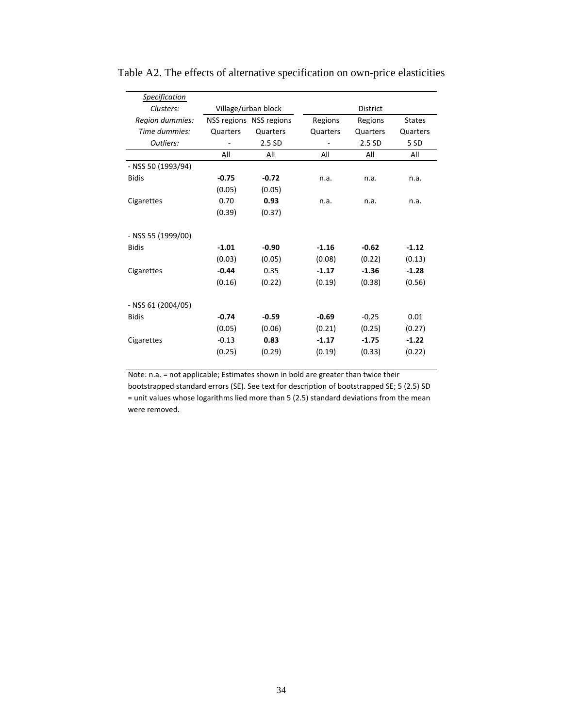Table A2. The effects of alternative specification on own-price elasticities

| *Specification* | | | | | |
|---|---|---|---|---|---|
| *Clusters:* | Village/urban block | | District | | |
| *Region dummies:* | NSS regions | NSS regions | Regions | Regions | States |
| *Time dummies:* | Quarters | Quarters | Quarters | Quarters | Quarters |
| *Outliers:* | - | 2.5 SD | - | 2.5 SD | 5 SD |
| | All | All | All | All | All |
| - NSS 50 (1993/94) | | | | | |
| Bidis | **-0.75** | **-0.72** | n.a. | n.a. | n.a. |
| | (0.05) | (0.05) | | | |
| Cigarettes | 0.70 | **0.93** | n.a. | n.a. | n.a. |
| | (0.39) | (0.37) | | | |
| - NSS 55 (1999/00) | | | | | |
| Bidis | **-1.01** | **-0.90** | **-1.16** | **-0.62** | **-1.12** |
| | (0.03) | (0.05) | (0.08) | (0.22) | (0.13) |
| Cigarettes | **-0.44** | 0.35 | **-1.17** | **-1.36** | **-1.28** |
| | (0.16) | (0.22) | (0.19) | (0.38) | (0.56) |
| - NSS 61 (2004/05) | | | | | |
| Bidis | **-0.74** | **-0.59** | **-0.69** | -0.25 | 0.01 |
| | (0.05) | (0.06) | (0.21) | (0.25) | (0.27) |
| Cigarettes | -0.13 | **0.83** | **-1.17** | **-1.75** | **-1.22** |
| | (0.25) | (0.29) | (0.19) | (0.33) | (0.22) |

Note: n.a. = not applicable; Estimates shown in bold are greater than twice their bootstrapped standard errors (SE). See text for description of bootstrapped SE; 5 (2.5) SD = unit values whose logarithms lied more than 5 (2.5) standard deviations from the mean were removed.